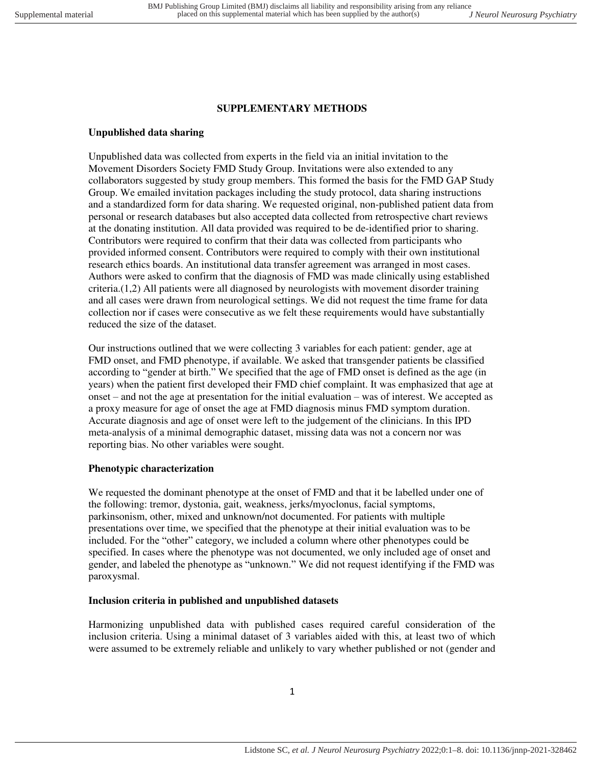## SUPPLEMENTARY METHODS

### Unpublished data sharing

Unpublished data was collected from experts in the field via an initial invitation to the Movement Disorders Society FMD Study Group. Invitations were also extended to any collaborators suggested by study group members. This formed the basis for the FMD GAP Study Group. We emailed invitation packages including the study protocol, data sharing instructions and a standardized form for data sharing. We requested original, non-published patient data from personal or research databases but also accepted data collected from retrospective chart reviews at the donating institution. All data provided was required to be de-identified prior to sharing. Contributors were required to confirm that their data was collected from participants who provided informed consent. Contributors were required to comply with their own institutional research ethics boards. An institutional data transfer agreement was arranged in most cases. Authors were asked to confirm that the diagnosis of FMD was made clinically using established criteria.(1,2) All patients were all diagnosed by neurologists with movement disorder training and all cases were drawn from neurological settings. We did not request the time frame for data collection nor if cases were consecutive as we felt these requirements would have substantially reduced the size of the dataset.

Our instructions outlined that we were collecting 3 variables for each patient: gender, age at FMD onset, and FMD phenotype, if available. We asked that transgender patients be classified according to "gender at birth." We specified that the age of FMD onset is defined as the age (in years) when the patient first developed their FMD chief complaint. It was emphasized that age at onset – and not the age at presentation for the initial evaluation – was of interest. We accepted as a proxy measure for age of onset the age at FMD diagnosis minus FMD symptom duration. Accurate diagnosis and age of onset were left to the judgement of the clinicians. In this IPD meta-analysis of a minimal demographic dataset, missing data was not a concern nor was reporting bias. No other variables were sought.

### Phenotypic characterization

We requested the dominant phenotype at the onset of FMD and that it be labelled under one of the following: tremor, dystonia, gait, weakness, jerks/myoclonus, facial symptoms, parkinsonism, other, mixed and unknown/not documented. For patients with multiple presentations over time, we specified that the phenotype at their initial evaluation was to be included. For the "other" category, we included a column where other phenotypes could be specified. In cases where the phenotype was not documented, we only included age of onset and gender, and labeled the phenotype as "unknown." We did not request identifying if the FMD was paroxysmal.

### Inclusion criteria in published and unpublished datasets

Harmonizing unpublished data with published cases required careful consideration of the inclusion criteria. Using a minimal dataset of 3 variables aided with this, at least two of which were assumed to be extremely reliable and unlikely to vary whether published or not (gender and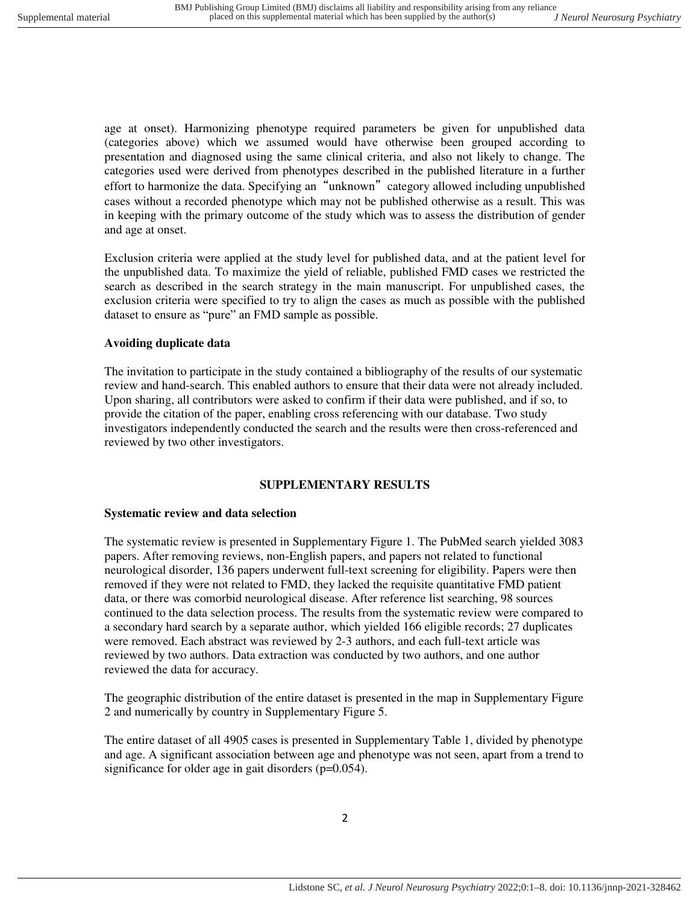age at onset). Harmonizing phenotype required parameters be given for unpublished data (categories above) which we assumed would have otherwise been grouped according to presentation and diagnosed using the same clinical criteria, and also not likely to change. The categories used were derived from phenotypes described in the published literature in a further effort to harmonize the data. Specifying an "unknown" category allowed including unpublished cases without a recorded phenotype which may not be published otherwise as a result. This was in keeping with the primary outcome of the study which was to assess the distribution of gender and age at onset.

Exclusion criteria were applied at the study level for published data, and at the patient level for the unpublished data. To maximize the yield of reliable, published FMD cases we restricted the search as described in the search strategy in the main manuscript. For unpublished cases, the exclusion criteria were specified to try to align the cases as much as possible with the published dataset to ensure as "pure" an FMD sample as possible.

### Avoiding duplicate data

The invitation to participate in the study contained a bibliography of the results of our systematic review and hand-search. This enabled authors to ensure that their data were not already included. Upon sharing, all contributors were asked to confirm if their data were published, and if so, to provide the citation of the paper, enabling cross referencing with our database. Two study investigators independently conducted the search and the results were then cross-referenced and reviewed by two other investigators.

## SUPPLEMENTARY RESULTS

### Systematic review and data selection

The systematic review is presented in Supplementary Figure 1. The PubMed search yielded 3083 papers. After removing reviews, non-English papers, and papers not related to functional neurological disorder, 136 papers underwent full-text screening for eligibility. Papers were then removed if they were not related to FMD, they lacked the requisite quantitative FMD patient data, or there was comorbid neurological disease. After reference list searching, 98 sources continued to the data selection process. The results from the systematic review were compared to a secondary hard search by a separate author, which yielded 166 eligible records; 27 duplicates were removed. Each abstract was reviewed by 2-3 authors, and each full-text article was reviewed by two authors. Data extraction was conducted by two authors, and one author reviewed the data for accuracy.

The geographic distribution of the entire dataset is presented in the map in Supplementary Figure 2 and numerically by country in Supplementary Figure 5.

The entire dataset of all 4905 cases is presented in Supplementary Table 1, divided by phenotype and age. A significant association between age and phenotype was not seen, apart from a trend to significance for older age in gait disorders ($p$=0.054).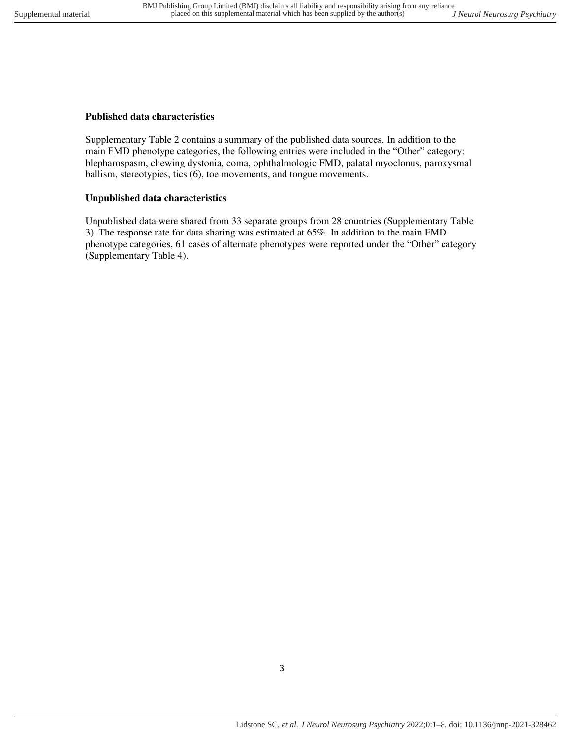**Published data characteristics**

Supplementary Table 2 contains a summary of the published data sources. In addition to the main FMD phenotype categories, the following entries were included in the "Other" category: blepharospasm, chewing dystonia, coma, ophthalmologic FMD, palatal myoclonus, paroxysmal ballism, stereotypies, tics (6), toe movements, and tongue movements.

**Unpublished data characteristics**

Unpublished data were shared from 33 separate groups from 28 countries (Supplementary Table 3). The response rate for data sharing was estimated at 65%. In addition to the main FMD phenotype categories, 61 cases of alternate phenotypes were reported under the "Other" category (Supplementary Table 4).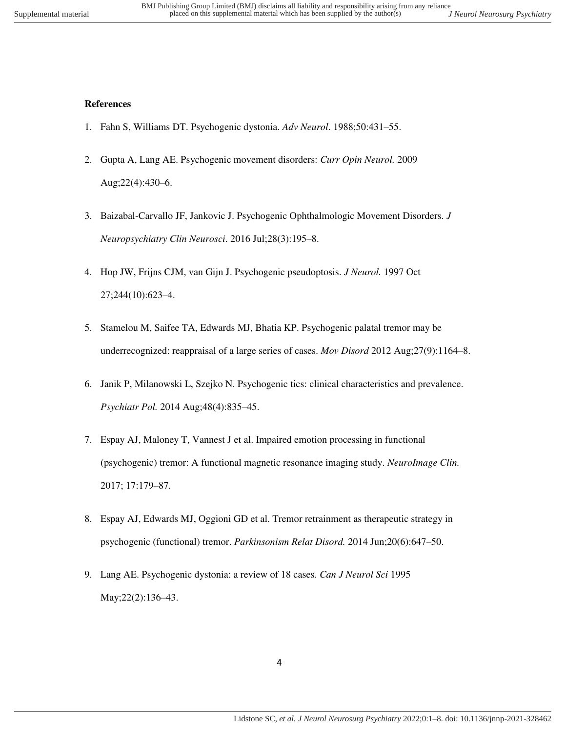### References

1. Fahn S, Williams DT. Psychogenic dystonia. *Adv Neurol*. 1988;50:431–55.
2. Gupta A, Lang AE. Psychogenic movement disorders: *Curr Opin Neurol.* 2009 Aug;22(4):430–6.
3. Baizabal-Carvallo JF, Jankovic J. Psychogenic Ophthalmologic Movement Disorders. *J Neuropsychiatry Clin Neurosci*. 2016 Jul;28(3):195–8.
4. Hop JW, Frijns CJM, van Gijn J. Psychogenic pseudoptosis. *J Neurol.* 1997 Oct 27;244(10):623–4.
5. Stamelou M, Saifee TA, Edwards MJ, Bhatia KP. Psychogenic palatal tremor may be underrecognized: reappraisal of a large series of cases. *Mov Disord* 2012 Aug;27(9):1164–8.
6. Janik P, Milanowski L, Szejko N. Psychogenic tics: clinical characteristics and prevalence. *Psychiatr Pol.* 2014 Aug;48(4):835–45.
7. Espay AJ, Maloney T, Vannest J et al. Impaired emotion processing in functional (psychogenic) tremor: A functional magnetic resonance imaging study. *NeuroImage Clin.* 2017; 17:179–87.
8. Espay AJ, Edwards MJ, Oggioni GD et al. Tremor retrainment as therapeutic strategy in psychogenic (functional) tremor. *Parkinsonism Relat Disord.* 2014 Jun;20(6):647–50.
9. Lang AE. Psychogenic dystonia: a review of 18 cases. *Can J Neurol Sci* 1995 May;22(2):136–43.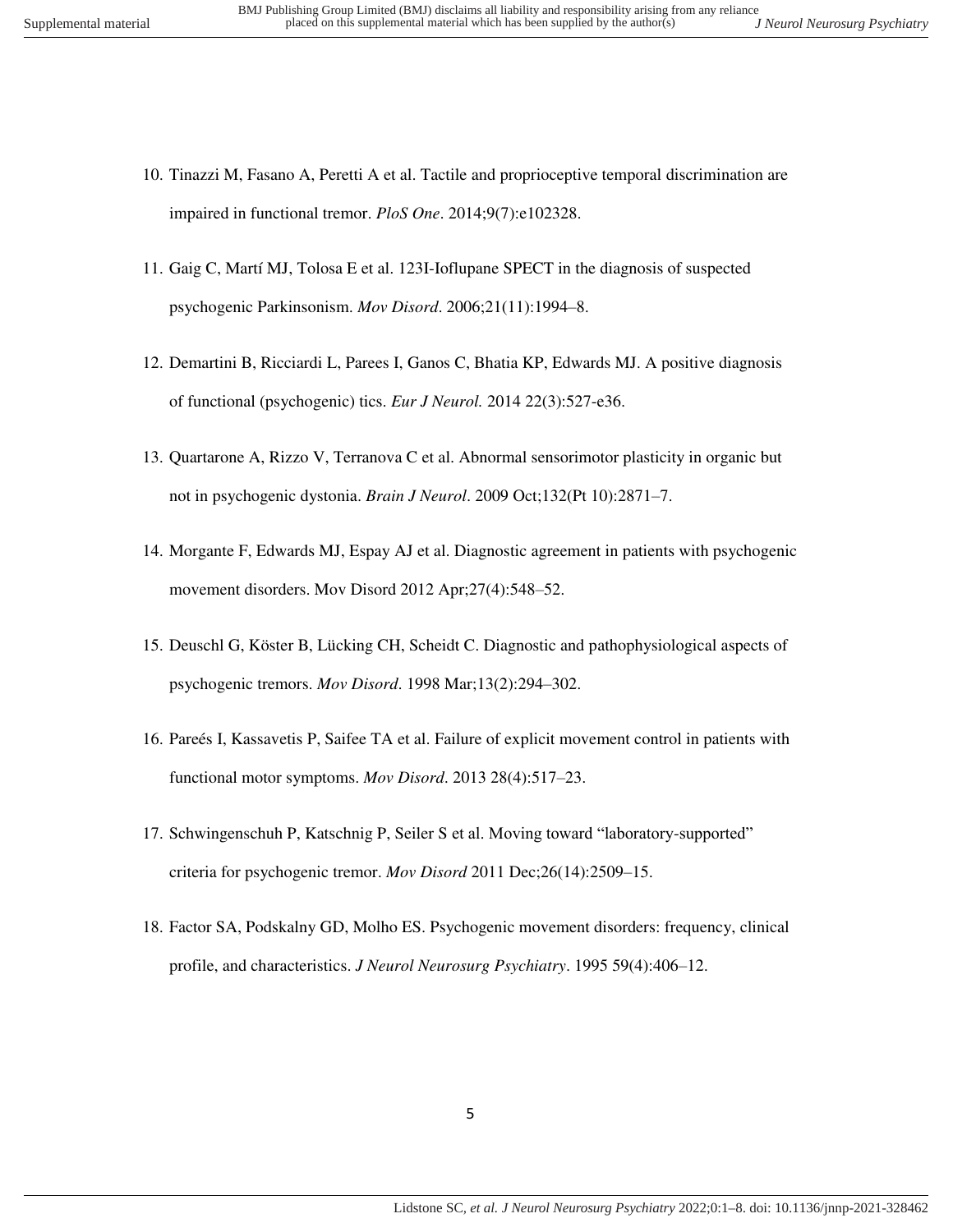10. Tinazzi M, Fasano A, Peretti A et al. Tactile and proprioceptive temporal discrimination are impaired in functional tremor. *PloS One*. 2014;9(7):e102328.

11. Gaig C, Martí MJ, Tolosa E et al. 123I-Ioflupane SPECT in the diagnosis of suspected psychogenic Parkinsonism. *Mov Disord*. 2006;21(11):1994–8.

12. Demartini B, Ricciardi L, Parees I, Ganos C, Bhatia KP, Edwards MJ. A positive diagnosis of functional (psychogenic) tics. *Eur J Neurol.* 2014 22(3):527-e36.

13. Quartarone A, Rizzo V, Terranova C et al. Abnormal sensorimotor plasticity in organic but not in psychogenic dystonia. *Brain J Neurol*. 2009 Oct;132(Pt 10):2871–7.

14. Morgante F, Edwards MJ, Espay AJ et al. Diagnostic agreement in patients with psychogenic movement disorders. Mov Disord 2012 Apr;27(4):548–52.

15. Deuschl G, Köster B, Lücking CH, Scheidt C. Diagnostic and pathophysiological aspects of psychogenic tremors. *Mov Disord*. 1998 Mar;13(2):294–302.

16. Pareés I, Kassavetis P, Saifee TA et al. Failure of explicit movement control in patients with functional motor symptoms. *Mov Disord*. 2013 28(4):517–23.

17. Schwingenschuh P, Katschnig P, Seiler S et al. Moving toward "laboratory-supported" criteria for psychogenic tremor. *Mov Disord* 2011 Dec;26(14):2509–15.

18. Factor SA, Podskalny GD, Molho ES. Psychogenic movement disorders: frequency, clinical profile, and characteristics. *J Neurol Neurosurg Psychiatry*. 1995 59(4):406–12.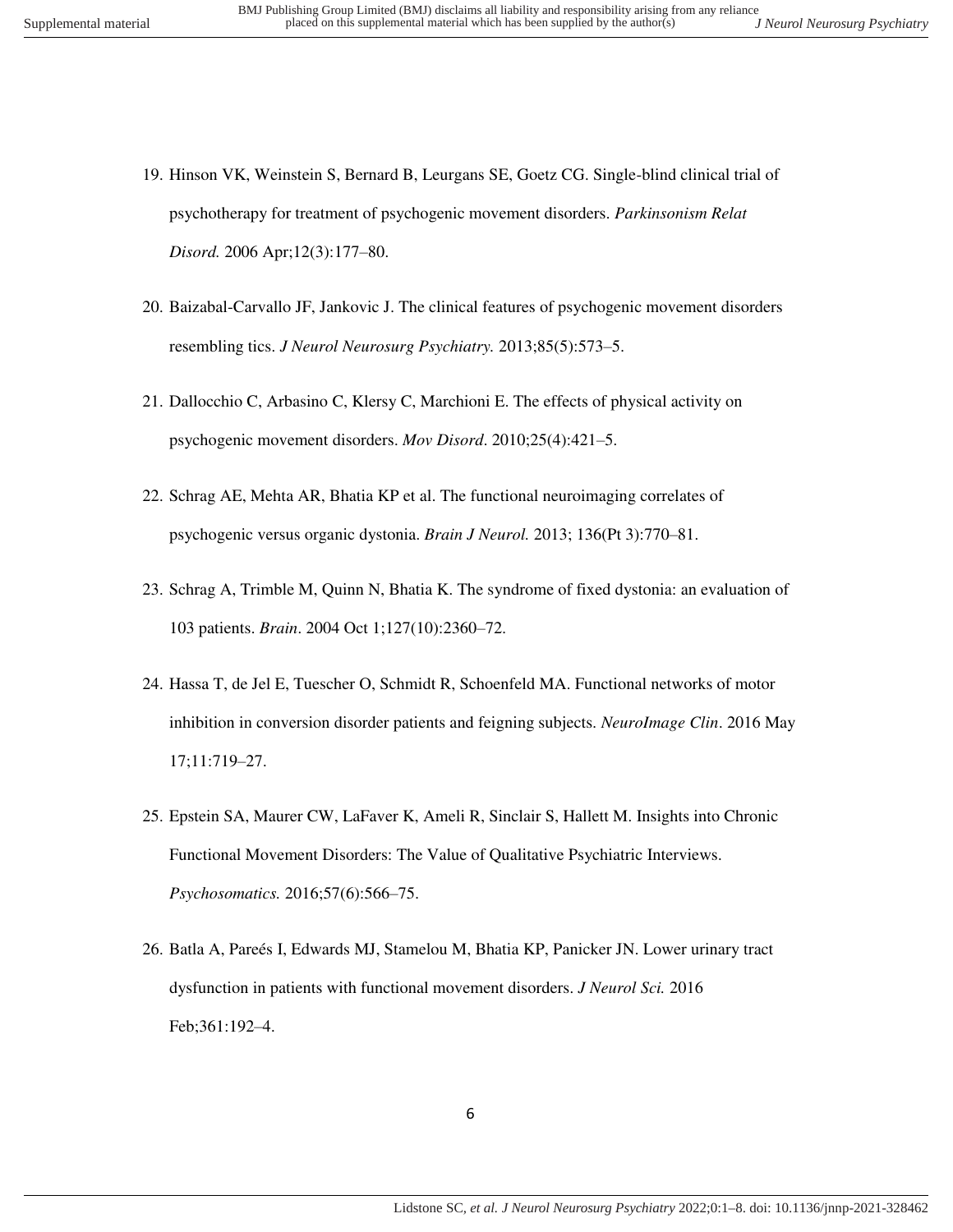19. Hinson VK, Weinstein S, Bernard B, Leurgans SE, Goetz CG. Single-blind clinical trial of psychotherapy for treatment of psychogenic movement disorders. *Parkinsonism Relat Disord.* 2006 Apr;12(3):177–80.

20. Baizabal-Carvallo JF, Jankovic J. The clinical features of psychogenic movement disorders resembling tics. *J Neurol Neurosurg Psychiatry.* 2013;85(5):573–5.

21. Dallocchio C, Arbasino C, Klersy C, Marchioni E. The effects of physical activity on psychogenic movement disorders. *Mov Disord*. 2010;25(4):421–5.

22. Schrag AE, Mehta AR, Bhatia KP et al. The functional neuroimaging correlates of psychogenic versus organic dystonia. *Brain J Neurol.* 2013; 136(Pt 3):770–81.

23. Schrag A, Trimble M, Quinn N, Bhatia K. The syndrome of fixed dystonia: an evaluation of 103 patients. *Brain*. 2004 Oct 1;127(10):2360–72.

24. Hassa T, de Jel E, Tuescher O, Schmidt R, Schoenfeld MA. Functional networks of motor inhibition in conversion disorder patients and feigning subjects. *NeuroImage Clin*. 2016 May 17;11:719–27.

25. Epstein SA, Maurer CW, LaFaver K, Ameli R, Sinclair S, Hallett M. Insights into Chronic Functional Movement Disorders: The Value of Qualitative Psychiatric Interviews. *Psychosomatics.* 2016;57(6):566–75.

26. Batla A, Pareés I, Edwards MJ, Stamelou M, Bhatia KP, Panicker JN. Lower urinary tract dysfunction in patients with functional movement disorders. *J Neurol Sci.* 2016 Feb;361:192–4.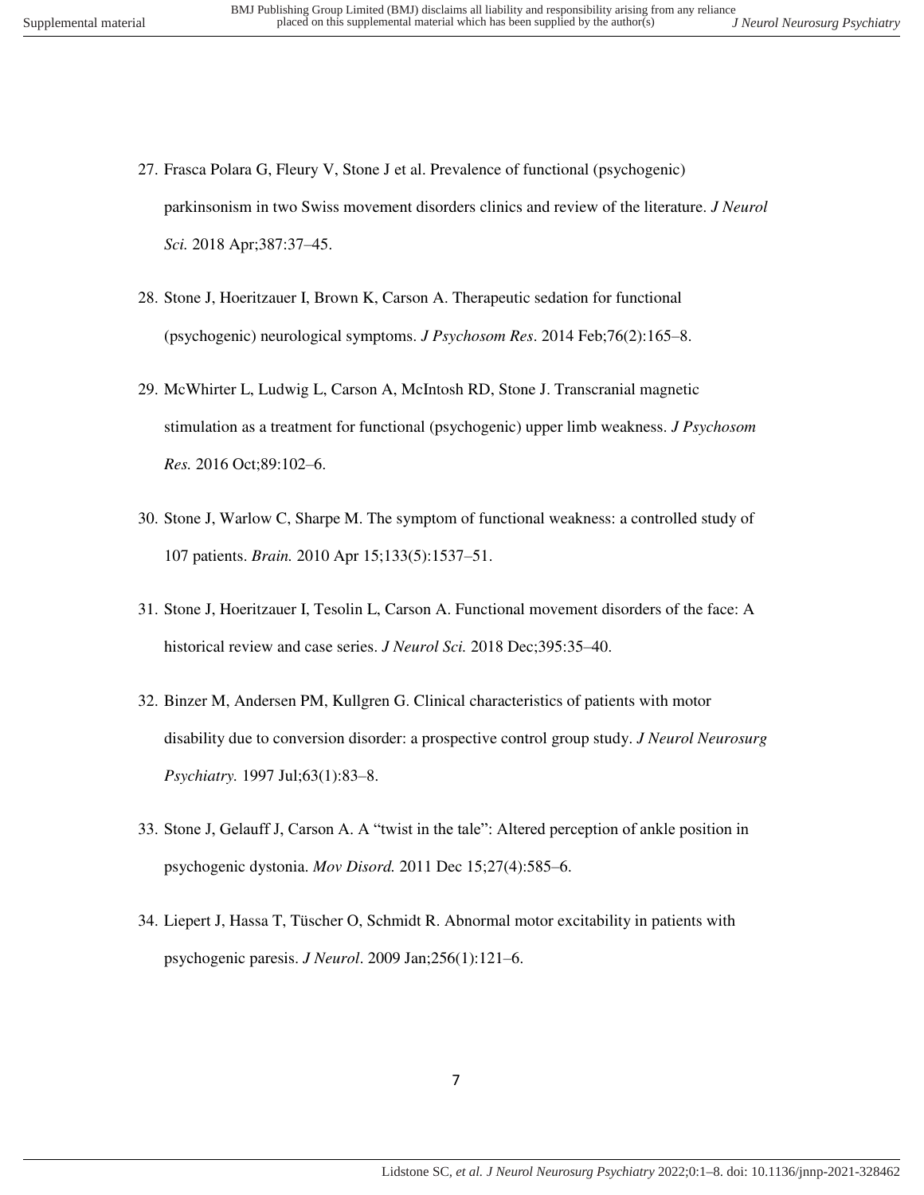27. Frasca Polara G, Fleury V, Stone J et al. Prevalence of functional (psychogenic) parkinsonism in two Swiss movement disorders clinics and review of the literature. *J Neurol Sci.* 2018 Apr;387:37–45.
28. Stone J, Hoeritzauer I, Brown K, Carson A. Therapeutic sedation for functional (psychogenic) neurological symptoms. *J Psychosom Res*. 2014 Feb;76(2):165–8.
29. McWhirter L, Ludwig L, Carson A, McIntosh RD, Stone J. Transcranial magnetic stimulation as a treatment for functional (psychogenic) upper limb weakness. *J Psychosom Res.* 2016 Oct;89:102–6.
30. Stone J, Warlow C, Sharpe M. The symptom of functional weakness: a controlled study of 107 patients. *Brain.* 2010 Apr 15;133(5):1537–51.
31. Stone J, Hoeritzauer I, Tesolin L, Carson A. Functional movement disorders of the face: A historical review and case series. *J Neurol Sci.* 2018 Dec;395:35–40.
32. Binzer M, Andersen PM, Kullgren G. Clinical characteristics of patients with motor disability due to conversion disorder: a prospective control group study. *J Neurol Neurosurg Psychiatry.* 1997 Jul;63(1):83–8.
33. Stone J, Gelauff J, Carson A. A "twist in the tale": Altered perception of ankle position in psychogenic dystonia. *Mov Disord.* 2011 Dec 15;27(4):585–6.
34. Liepert J, Hassa T, Tüscher O, Schmidt R. Abnormal motor excitability in patients with psychogenic paresis. *J Neurol*. 2009 Jan;256(1):121–6.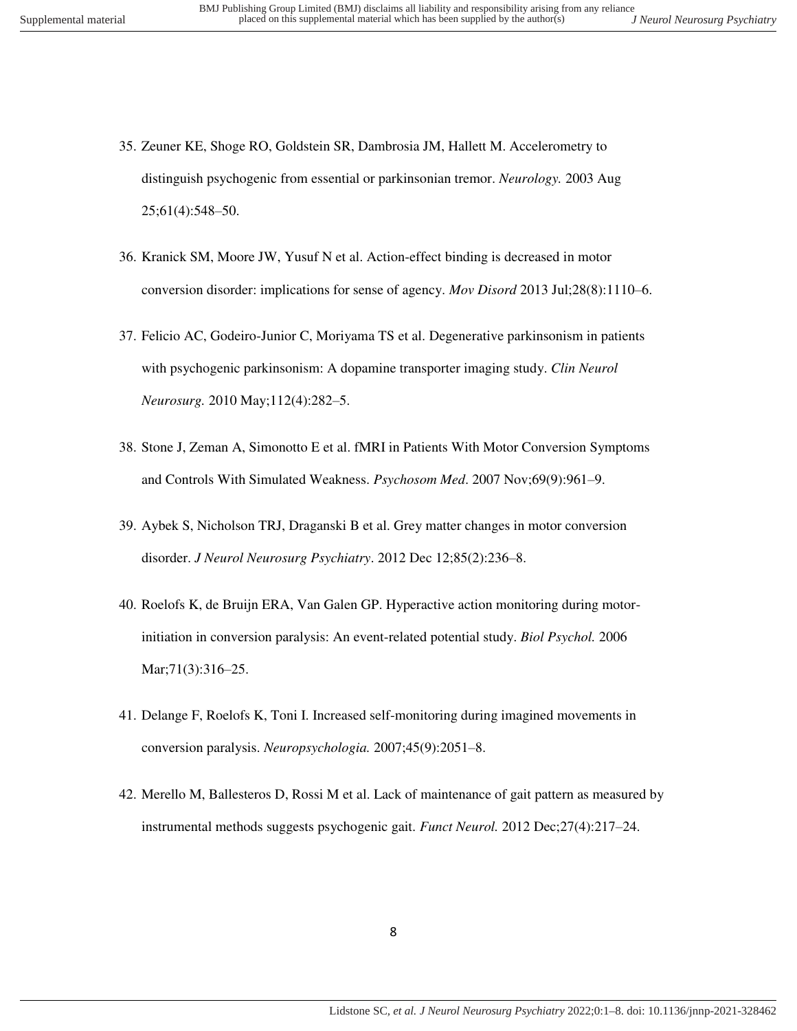35. Zeuner KE, Shoge RO, Goldstein SR, Dambrosia JM, Hallett M. Accelerometry to distinguish psychogenic from essential or parkinsonian tremor. *Neurology.* 2003 Aug 25;61(4):548–50.

36. Kranick SM, Moore JW, Yusuf N et al. Action-effect binding is decreased in motor conversion disorder: implications for sense of agency. *Mov Disord* 2013 Jul;28(8):1110–6.

37. Felicio AC, Godeiro-Junior C, Moriyama TS et al. Degenerative parkinsonism in patients with psychogenic parkinsonism: A dopamine transporter imaging study. *Clin Neurol Neurosurg.* 2010 May;112(4):282–5.

38. Stone J, Zeman A, Simonotto E et al. fMRI in Patients With Motor Conversion Symptoms and Controls With Simulated Weakness. *Psychosom Med*. 2007 Nov;69(9):961–9.

39. Aybek S, Nicholson TRJ, Draganski B et al. Grey matter changes in motor conversion disorder. *J Neurol Neurosurg Psychiatry*. 2012 Dec 12;85(2):236–8.

40. Roelofs K, de Bruijn ERA, Van Galen GP. Hyperactive action monitoring during motor-initiation in conversion paralysis: An event-related potential study. *Biol Psychol.* 2006 Mar;71(3):316–25.

41. Delange F, Roelofs K, Toni I. Increased self-monitoring during imagined movements in conversion paralysis. *Neuropsychologia.* 2007;45(9):2051–8.

42. Merello M, Ballesteros D, Rossi M et al. Lack of maintenance of gait pattern as measured by instrumental methods suggests psychogenic gait. *Funct Neurol.* 2012 Dec;27(4):217–24.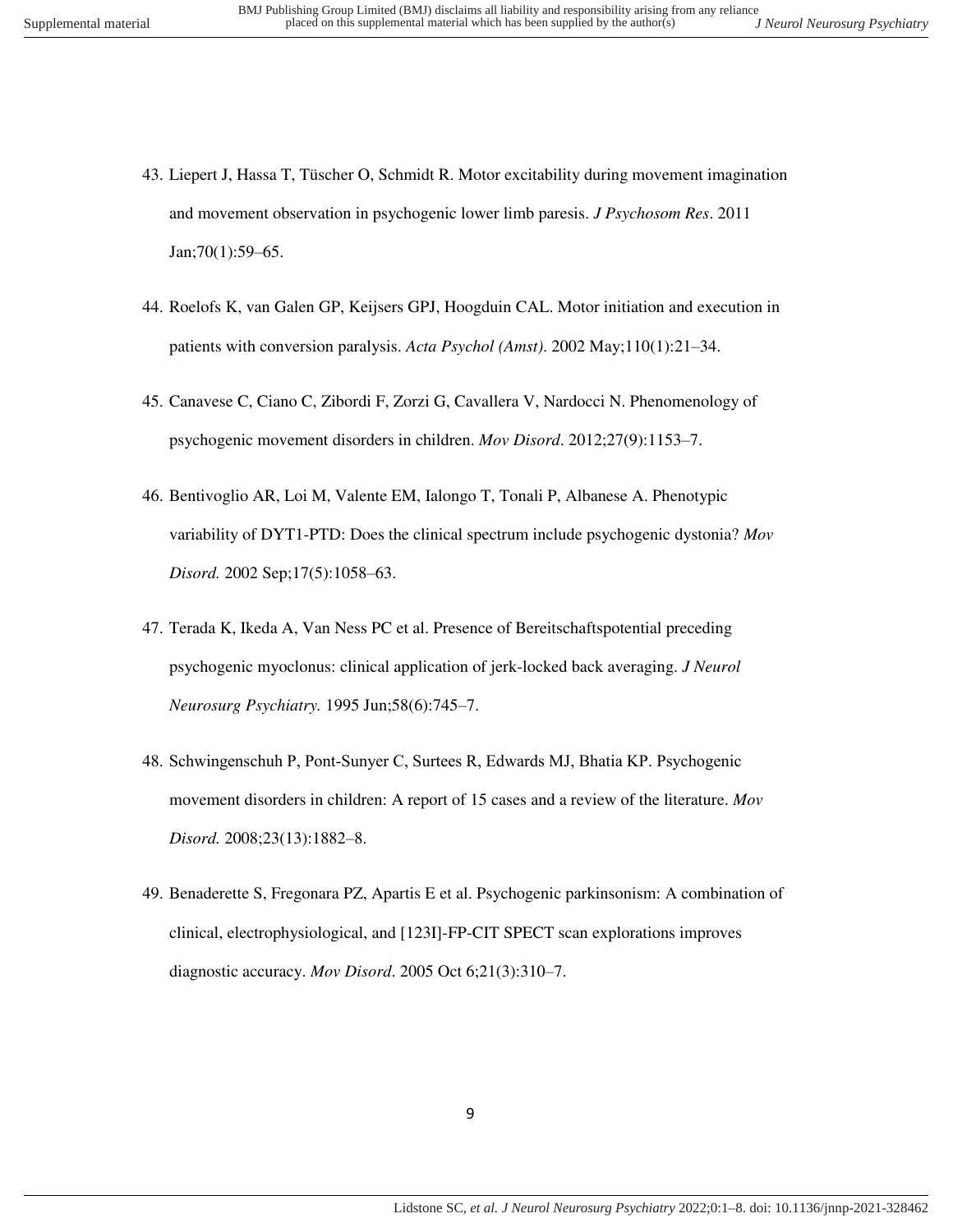43. Liepert J, Hassa T, Tüscher O, Schmidt R. Motor excitability during movement imagination and movement observation in psychogenic lower limb paresis. *J Psychosom Res*. 2011 Jan;70(1):59–65.

44. Roelofs K, van Galen GP, Keijsers GPJ, Hoogduin CAL. Motor initiation and execution in patients with conversion paralysis. *Acta Psychol (Amst)*. 2002 May;110(1):21–34.

45. Canavese C, Ciano C, Zibordi F, Zorzi G, Cavallera V, Nardocci N. Phenomenology of psychogenic movement disorders in children. *Mov Disord*. 2012;27(9):1153–7.

46. Bentivoglio AR, Loi M, Valente EM, Ialongo T, Tonali P, Albanese A. Phenotypic variability of DYT1-PTD: Does the clinical spectrum include psychogenic dystonia? *Mov Disord.* 2002 Sep;17(5):1058–63.

47. Terada K, Ikeda A, Van Ness PC et al. Presence of Bereitschaftspotential preceding psychogenic myoclonus: clinical application of jerk-locked back averaging. *J Neurol Neurosurg Psychiatry.* 1995 Jun;58(6):745–7.

48. Schwingenschuh P, Pont-Sunyer C, Surtees R, Edwards MJ, Bhatia KP. Psychogenic movement disorders in children: A report of 15 cases and a review of the literature. *Mov Disord.* 2008;23(13):1882–8.

49. Benaderette S, Fregonara PZ, Apartis E et al. Psychogenic parkinsonism: A combination of clinical, electrophysiological, and [123I]-FP-CIT SPECT scan explorations improves diagnostic accuracy. *Mov Disord*. 2005 Oct 6;21(3):310–7.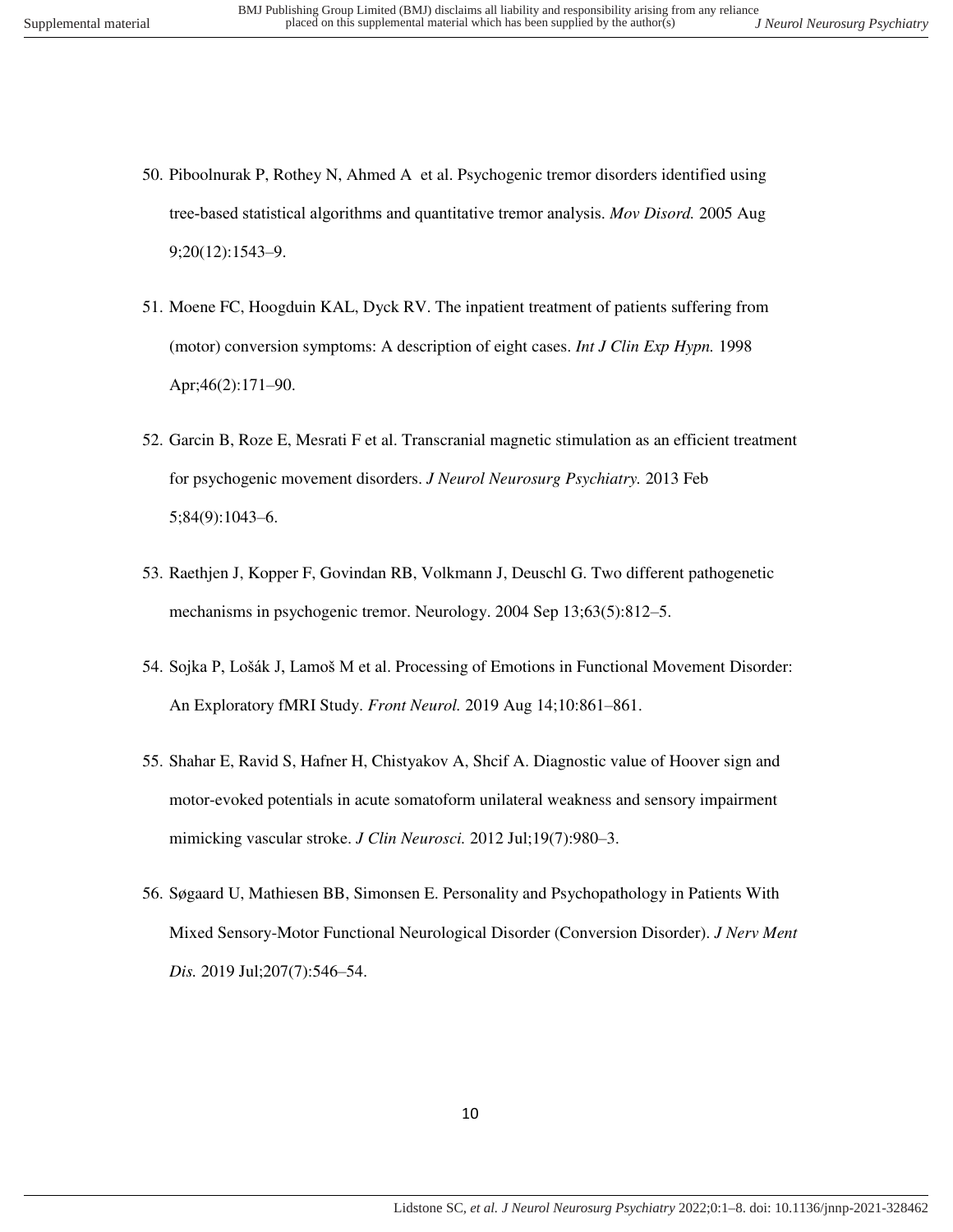50. Piboolnurak P, Rothey N, Ahmed A et al. Psychogenic tremor disorders identified using tree-based statistical algorithms and quantitative tremor analysis. *Mov Disord.* 2005 Aug 9;20(12):1543–9.

51. Moene FC, Hoogduin KAL, Dyck RV. The inpatient treatment of patients suffering from (motor) conversion symptoms: A description of eight cases. *Int J Clin Exp Hypn.* 1998 Apr;46(2):171–90.

52. Garcin B, Roze E, Mesrati F et al. Transcranial magnetic stimulation as an efficient treatment for psychogenic movement disorders. *J Neurol Neurosurg Psychiatry.* 2013 Feb 5;84(9):1043–6.

53. Raethjen J, Kopper F, Govindan RB, Volkmann J, Deuschl G. Two different pathogenetic mechanisms in psychogenic tremor. Neurology. 2004 Sep 13;63(5):812–5.

54. Sojka P, Lošák J, Lamoš M et al. Processing of Emotions in Functional Movement Disorder: An Exploratory fMRI Study. *Front Neurol.* 2019 Aug 14;10:861–861.

55. Shahar E, Ravid S, Hafner H, Chistyakov A, Shcif A. Diagnostic value of Hoover sign and motor-evoked potentials in acute somatoform unilateral weakness and sensory impairment mimicking vascular stroke. *J Clin Neurosci.* 2012 Jul;19(7):980–3.

56. Søgaard U, Mathiesen BB, Simonsen E. Personality and Psychopathology in Patients With Mixed Sensory-Motor Functional Neurological Disorder (Conversion Disorder). *J Nerv Ment Dis.* 2019 Jul;207(7):546–54.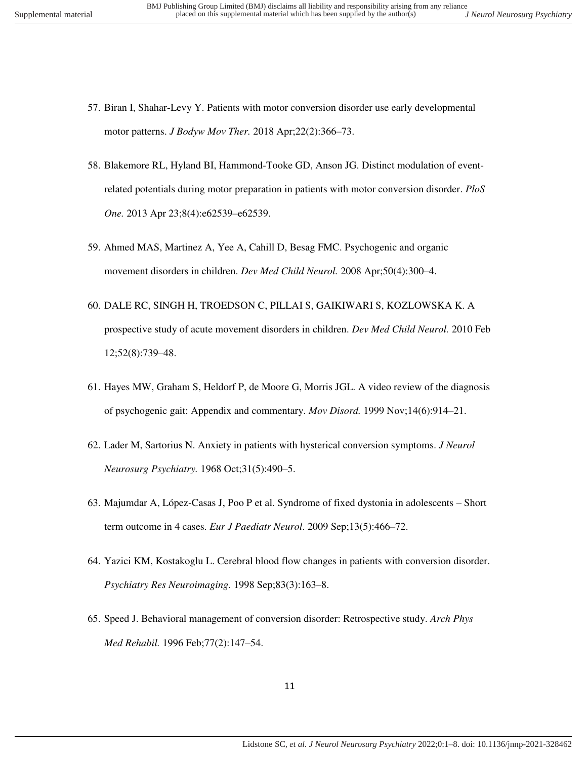57. Biran I, Shahar-Levy Y. Patients with motor conversion disorder use early developmental motor patterns. *J Bodyw Mov Ther.* 2018 Apr;22(2):366–73.

58. Blakemore RL, Hyland BI, Hammond-Tooke GD, Anson JG. Distinct modulation of event-related potentials during motor preparation in patients with motor conversion disorder. *PloS One.* 2013 Apr 23;8(4):e62539–e62539.

59. Ahmed MAS, Martinez A, Yee A, Cahill D, Besag FMC. Psychogenic and organic movement disorders in children. *Dev Med Child Neurol.* 2008 Apr;50(4):300–4.

60. DALE RC, SINGH H, TROEDSON C, PILLAI S, GAIKIWARI S, KOZLOWSKA K. A prospective study of acute movement disorders in children. *Dev Med Child Neurol.* 2010 Feb 12;52(8):739–48.

61. Hayes MW, Graham S, Heldorf P, de Moore G, Morris JGL. A video review of the diagnosis of psychogenic gait: Appendix and commentary. *Mov Disord.* 1999 Nov;14(6):914–21.

62. Lader M, Sartorius N. Anxiety in patients with hysterical conversion symptoms. *J Neurol Neurosurg Psychiatry.* 1968 Oct;31(5):490–5.

63. Majumdar A, López-Casas J, Poo P et al. Syndrome of fixed dystonia in adolescents – Short term outcome in 4 cases. *Eur J Paediatr Neurol*. 2009 Sep;13(5):466–72.

64. Yazici KM, Kostakoglu L. Cerebral blood flow changes in patients with conversion disorder. *Psychiatry Res Neuroimaging.* 1998 Sep;83(3):163–8.

65. Speed J. Behavioral management of conversion disorder: Retrospective study. *Arch Phys Med Rehabil.* 1996 Feb;77(2):147–54.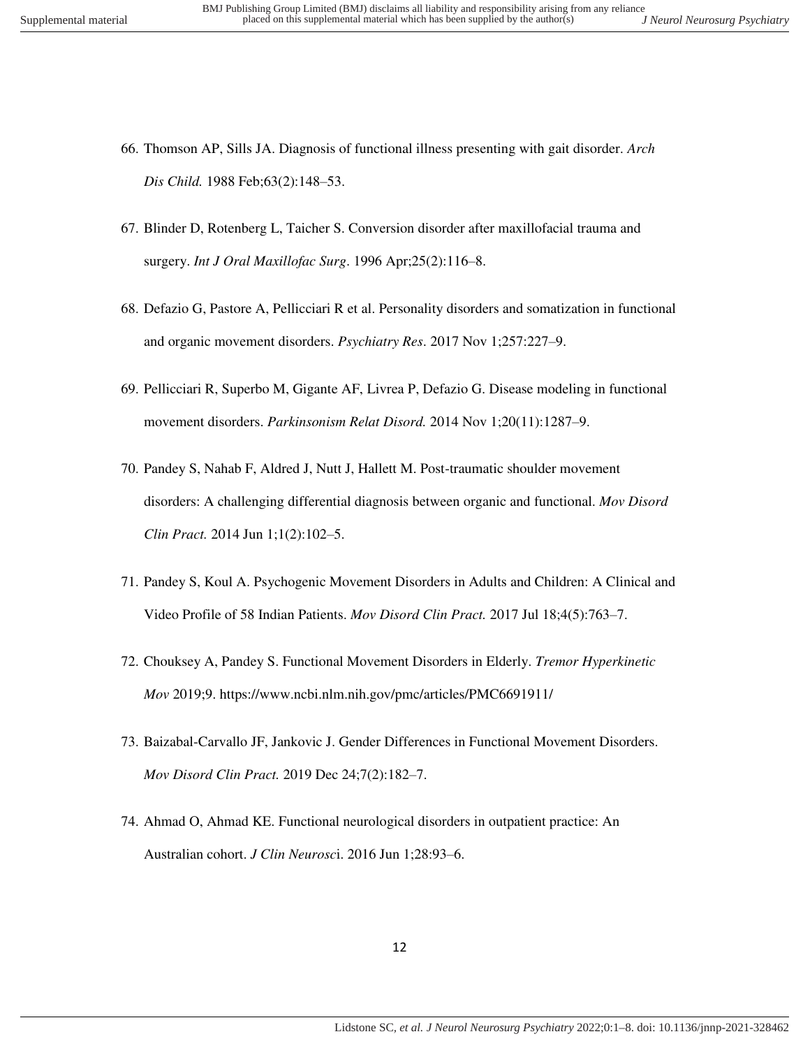66. Thomson AP, Sills JA. Diagnosis of functional illness presenting with gait disorder. *Arch Dis Child.* 1988 Feb;63(2):148–53.

67. Blinder D, Rotenberg L, Taicher S. Conversion disorder after maxillofacial trauma and surgery. *Int J Oral Maxillofac Surg*. 1996 Apr;25(2):116–8.

68. Defazio G, Pastore A, Pellicciari R et al. Personality disorders and somatization in functional and organic movement disorders. *Psychiatry Res*. 2017 Nov 1;257:227–9.

69. Pellicciari R, Superbo M, Gigante AF, Livrea P, Defazio G. Disease modeling in functional movement disorders. *Parkinsonism Relat Disord.* 2014 Nov 1;20(11):1287–9.

70. Pandey S, Nahab F, Aldred J, Nutt J, Hallett M. Post-traumatic shoulder movement disorders: A challenging differential diagnosis between organic and functional. *Mov Disord Clin Pract.* 2014 Jun 1;1(2):102–5.

71. Pandey S, Koul A. Psychogenic Movement Disorders in Adults and Children: A Clinical and Video Profile of 58 Indian Patients. *Mov Disord Clin Pract.* 2017 Jul 18;4(5):763–7.

72. Chouksey A, Pandey S. Functional Movement Disorders in Elderly. *Tremor Hyperkinetic Mov* 2019;9. https://www.ncbi.nlm.nih.gov/pmc/articles/PMC6691911/

73. Baizabal-Carvallo JF, Jankovic J. Gender Differences in Functional Movement Disorders. *Mov Disord Clin Pract.* 2019 Dec 24;7(2):182–7.

74. Ahmad O, Ahmad KE. Functional neurological disorders in outpatient practice: An Australian cohort. *J Clin Neurosc*i. 2016 Jun 1;28:93–6.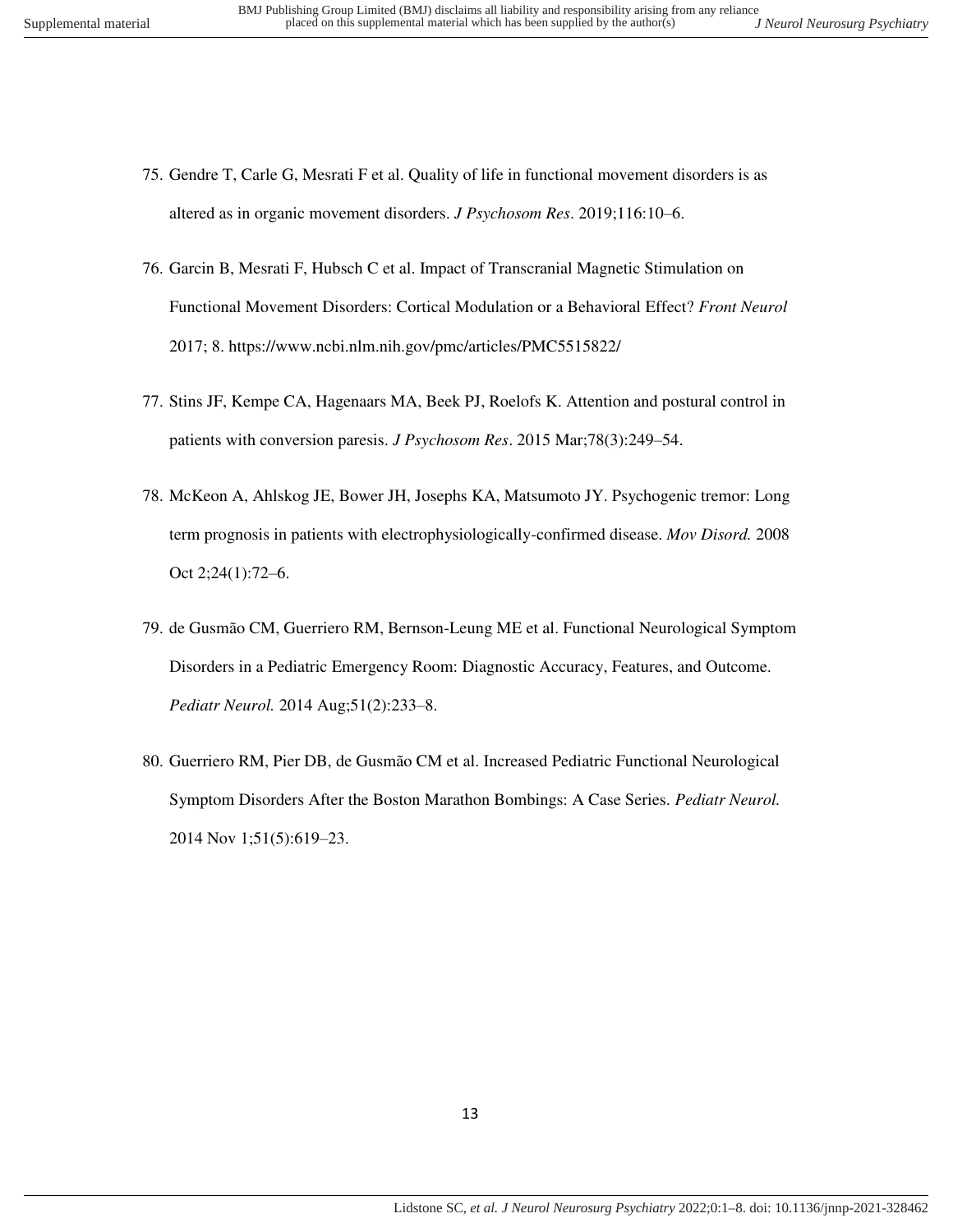75. Gendre T, Carle G, Mesrati F et al. Quality of life in functional movement disorders is as altered as in organic movement disorders. *J Psychosom Res*. 2019;116:10–6.

76. Garcin B, Mesrati F, Hubsch C et al. Impact of Transcranial Magnetic Stimulation on Functional Movement Disorders: Cortical Modulation or a Behavioral Effect? *Front Neurol* 2017; 8. https://www.ncbi.nlm.nih.gov/pmc/articles/PMC5515822/

77. Stins JF, Kempe CA, Hagenaars MA, Beek PJ, Roelofs K. Attention and postural control in patients with conversion paresis. *J Psychosom Res*. 2015 Mar;78(3):249–54.

78. McKeon A, Ahlskog JE, Bower JH, Josephs KA, Matsumoto JY. Psychogenic tremor: Long term prognosis in patients with electrophysiologically-confirmed disease. *Mov Disord.* 2008 Oct 2;24(1):72–6.

79. de Gusmão CM, Guerriero RM, Bernson-Leung ME et al. Functional Neurological Symptom Disorders in a Pediatric Emergency Room: Diagnostic Accuracy, Features, and Outcome. *Pediatr Neurol.* 2014 Aug;51(2):233–8.

80. Guerriero RM, Pier DB, de Gusmão CM et al. Increased Pediatric Functional Neurological Symptom Disorders After the Boston Marathon Bombings: A Case Series. *Pediatr Neurol.* 2014 Nov 1;51(5):619–23.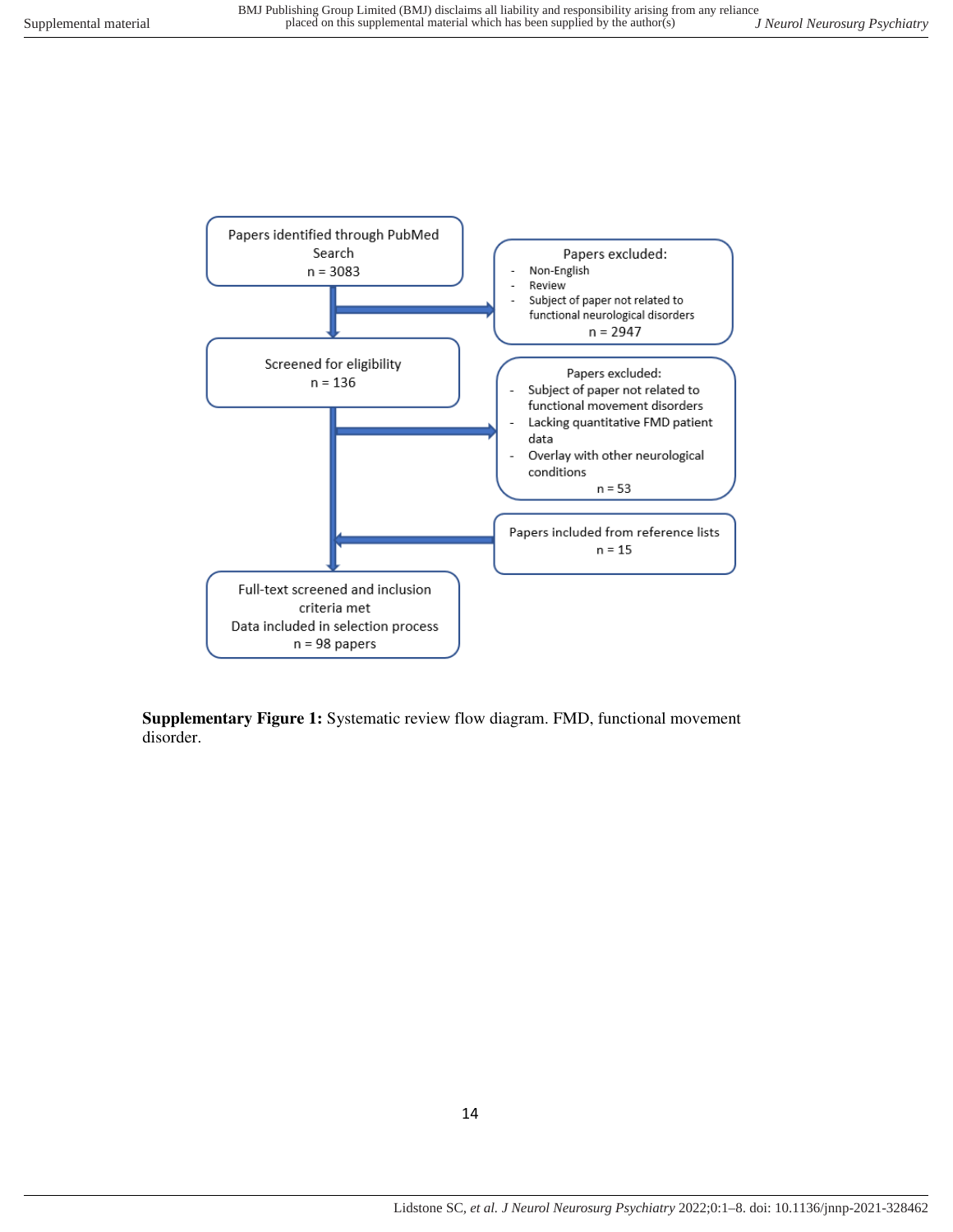Papers identified through PubMed Search
n = 3083

Papers excluded:
- Non-English
- Review
- Subject of paper not related to functional neurological disorders

n = 2947

Screened for eligibility
n = 136

Papers excluded:
- Subject of paper not related to functional movement disorders
- Lacking quantitative FMD patient data
- Overlay with other neurological conditions

n = 53

Papers included from reference lists
n = 15

Full-text screened and inclusion criteria met
Data included in selection process
n = 98 papers

**Supplementary Figure 1:** Systematic review flow diagram. FMD, functional movement disorder.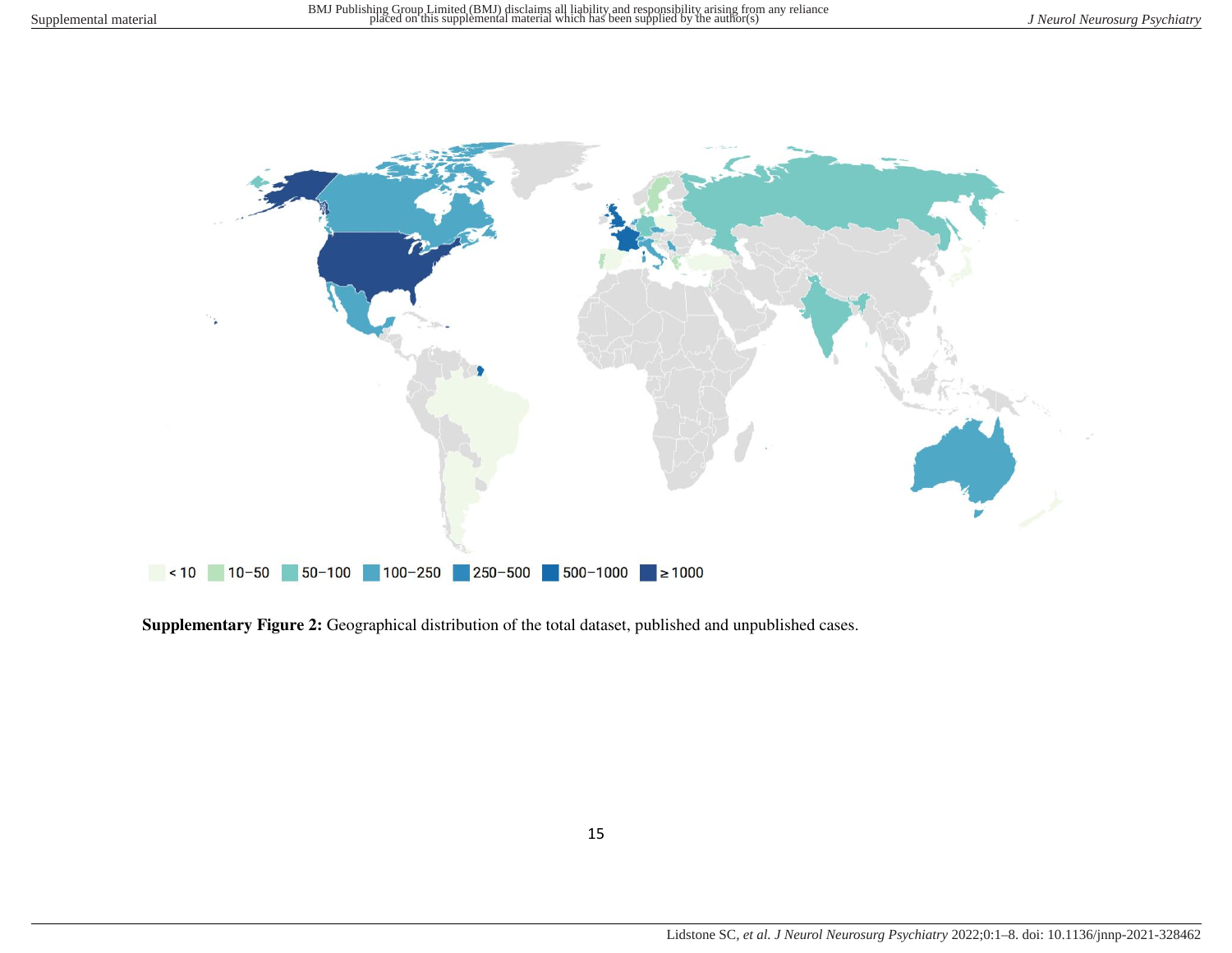< 10 | 10–50 | 50–100 | 100–250 | 250–500 | 500–1000 | ≥ 1000

**Supplementary Figure 2:** Geographical distribution of the total dataset, published and unpublished cases.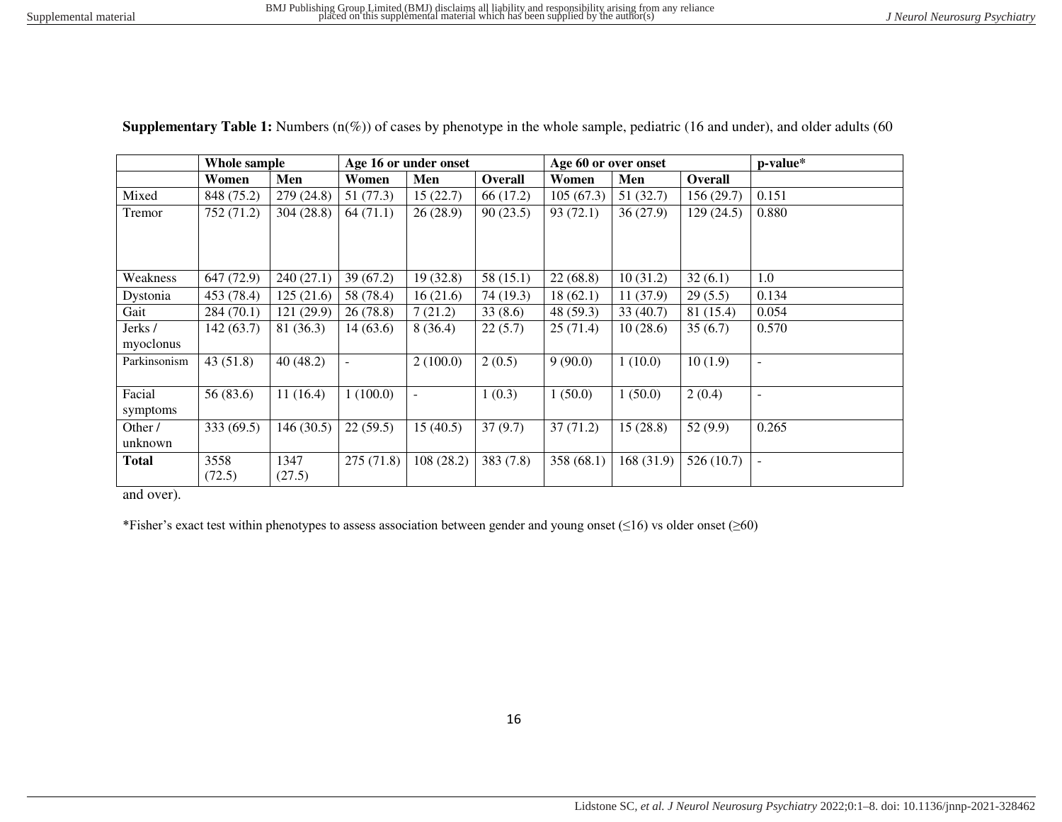**Supplementary Table 1:** Numbers (n(%)) of cases by phenotype in the whole sample, pediatric (16 and under), and older adults (60 and over).

| | Whole sample | | Age 16 or under onset | | | Age 60 or over onset | | | p-value* |
|---|---|---|---|---|---|---|---|---|---|
| | **Women** | **Men** | **Women** | **Men** | **Overall** | **Women** | **Men** | **Overall** | |
| Mixed | 848 (75.2) | 279 (24.8) | 51 (77.3) | 15 (22.7) | 66 (17.2) | 105 (67.3) | 51 (32.7) | 156 (29.7) | 0.151 |
| Tremor | 752 (71.2) | 304 (28.8) | 64 (71.1) | 26 (28.9) | 90 (23.5) | 93 (72.1) | 36 (27.9) | 129 (24.5) | 0.880 |
| Weakness | 647 (72.9) | 240 (27.1) | 39 (67.2) | 19 (32.8) | 58 (15.1) | 22 (68.8) | 10 (31.2) | 32 (6.1) | 1.0 |
| Dystonia | 453 (78.4) | 125 (21.6) | 58 (78.4) | 16 (21.6) | 74 (19.3) | 18 (62.1) | 11 (37.9) | 29 (5.5) | 0.134 |
| Gait | 284 (70.1) | 121 (29.9) | 26 (78.8) | 7 (21.2) | 33 (8.6) | 48 (59.3) | 33 (40.7) | 81 (15.4) | 0.054 |
| Jerks / myoclonus | 142 (63.7) | 81 (36.3) | 14 (63.6) | 8 (36.4) | 22 (5.7) | 25 (71.4) | 10 (28.6) | 35 (6.7) | 0.570 |
| Parkinsonism | 43 (51.8) | 40 (48.2) | - | 2 (100.0) | 2 (0.5) | 9 (90.0) | 1 (10.0) | 10 (1.9) | - |
| Facial symptoms | 56 (83.6) | 11 (16.4) | 1 (100.0) | - | 1 (0.3) | 1 (50.0) | 1 (50.0) | 2 (0.4) | - |
| Other / unknown | 333 (69.5) | 146 (30.5) | 22 (59.5) | 15 (40.5) | 37 (9.7) | 37 (71.2) | 15 (28.8) | 52 (9.9) | 0.265 |
| **Total** | 3558 (72.5) | 1347 (27.5) | 275 (71.8) | 108 (28.2) | 383 (7.8) | 358 (68.1) | 168 (31.9) | 526 (10.7) | - |

*Fisher's exact test within phenotypes to assess association between gender and young onset (≤16) vs older onset (≥60)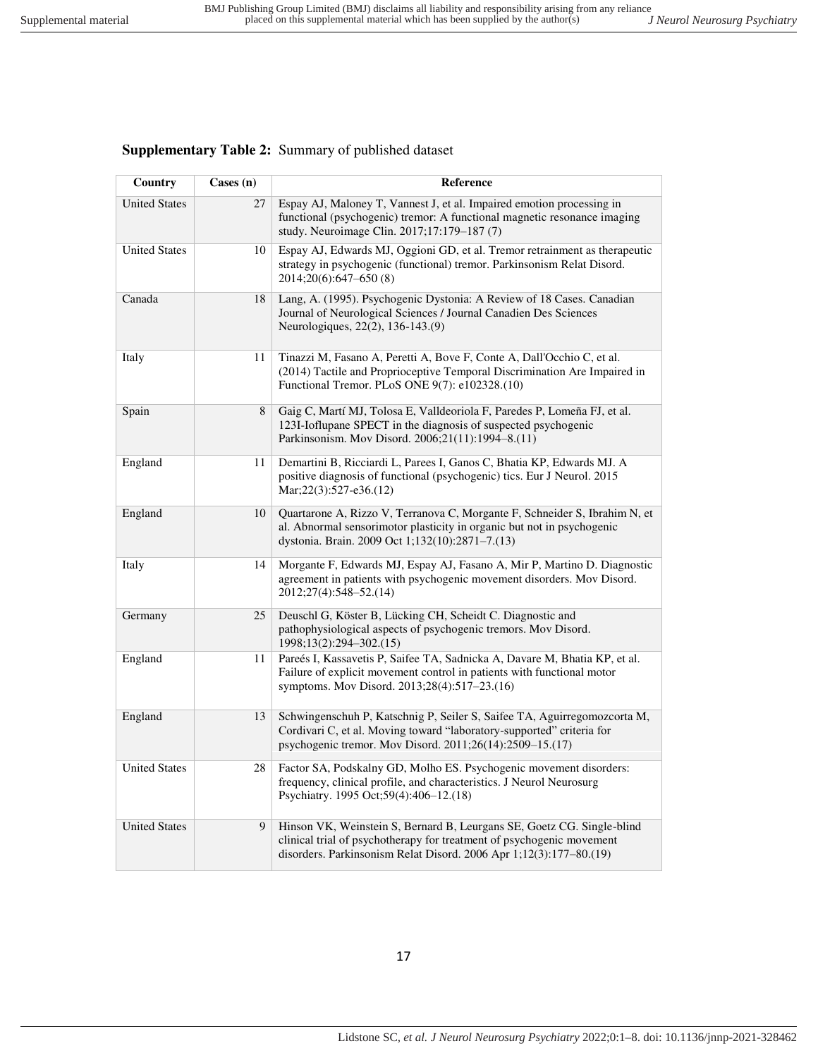**Supplementary Table 2:** Summary of published dataset

| Country | Cases (n) | Reference |
|---|---|---|
| United States | 27 | Espay AJ, Maloney T, Vannest J, et al. Impaired emotion processing in functional (psychogenic) tremor: A functional magnetic resonance imaging study. Neuroimage Clin. 2017;17:179–187 (7) |
| United States | 10 | Espay AJ, Edwards MJ, Oggioni GD, et al. Tremor retrainment as therapeutic strategy in psychogenic (functional) tremor. Parkinsonism Relat Disord. 2014;20(6):647–650 (8) |
| Canada | 18 | Lang, A. (1995). Psychogenic Dystonia: A Review of 18 Cases. Canadian Journal of Neurological Sciences / Journal Canadien Des Sciences Neurologiques, 22(2), 136-143.(9) |
| Italy | 11 | Tinazzi M, Fasano A, Peretti A, Bove F, Conte A, Dall'Occhio C, et al. (2014) Tactile and Proprioceptive Temporal Discrimination Are Impaired in Functional Tremor. PLoS ONE 9(7): e102328.(10) |
| Spain | 8 | Gaig C, Martí MJ, Tolosa E, Valldeoriola F, Paredes P, Lomeña FJ, et al. 123I-Ioflupane SPECT in the diagnosis of suspected psychogenic Parkinsonism. Mov Disord. 2006;21(11):1994–8.(11) |
| England | 11 | Demartini B, Ricciardi L, Parees I, Ganos C, Bhatia KP, Edwards MJ. A positive diagnosis of functional (psychogenic) tics. Eur J Neurol. 2015 Mar;22(3):527-e36.(12) |
| England | 10 | Quartarone A, Rizzo V, Terranova C, Morgante F, Schneider S, Ibrahim N, et al. Abnormal sensorimotor plasticity in organic but not in psychogenic dystonia. Brain. 2009 Oct 1;132(10):2871–7.(13) |
| Italy | 14 | Morgante F, Edwards MJ, Espay AJ, Fasano A, Mir P, Martino D. Diagnostic agreement in patients with psychogenic movement disorders. Mov Disord. 2012;27(4):548–52.(14) |
| Germany | 25 | Deuschl G, Köster B, Lücking CH, Scheidt C. Diagnostic and pathophysiological aspects of psychogenic tremors. Mov Disord. 1998;13(2):294–302.(15) |
| England | 11 | Pareés I, Kassavetis P, Saifee TA, Sadnicka A, Davare M, Bhatia KP, et al. Failure of explicit movement control in patients with functional motor symptoms. Mov Disord. 2013;28(4):517–23.(16) |
| England | 13 | Schwingenschuh P, Katschnig P, Seiler S, Saifee TA, Aguirregomozcorta M, Cordivari C, et al. Moving toward "laboratory-supported" criteria for psychogenic tremor. Mov Disord. 2011;26(14):2509–15.(17) |
| United States | 28 | Factor SA, Podskalny GD, Molho ES. Psychogenic movement disorders: frequency, clinical profile, and characteristics. J Neurol Neurosurg Psychiatry. 1995 Oct;59(4):406–12.(18) |
| United States | 9 | Hinson VK, Weinstein S, Bernard B, Leurgans SE, Goetz CG. Single-blind clinical trial of psychotherapy for treatment of psychogenic movement disorders. Parkinsonism Relat Disord. 2006 Apr 1;12(3):177–80.(19) |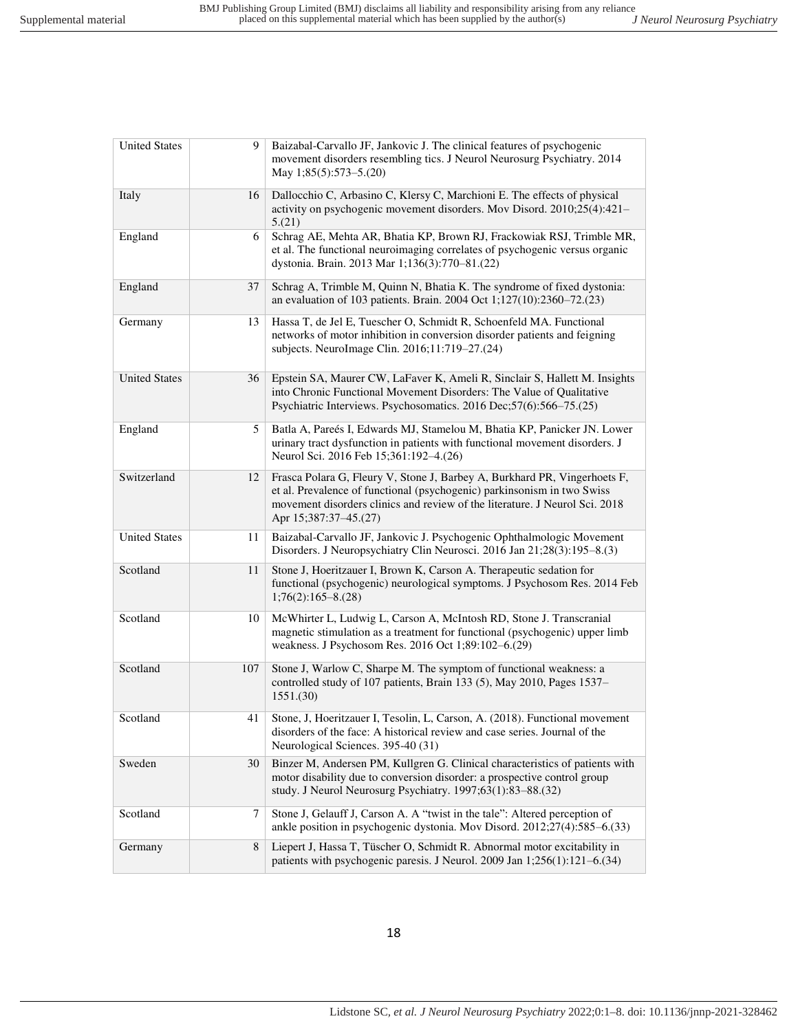| | | |
|---|---|---|
| United States | 9 | Baizabal-Carvallo JF, Jankovic J. The clinical features of psychogenic movement disorders resembling tics. J Neurol Neurosurg Psychiatry. 2014 May 1;85(5):573–5.(20) |
| Italy | 16 | Dallocchio C, Arbasino C, Klersy C, Marchioni E. The effects of physical activity on psychogenic movement disorders. Mov Disord. 2010;25(4):421–5.(21) |
| England | 6 | Schrag AE, Mehta AR, Bhatia KP, Brown RJ, Frackowiak RSJ, Trimble MR, et al. The functional neuroimaging correlates of psychogenic versus organic dystonia. Brain. 2013 Mar 1;136(3):770–81.(22) |
| England | 37 | Schrag A, Trimble M, Quinn N, Bhatia K. The syndrome of fixed dystonia: an evaluation of 103 patients. Brain. 2004 Oct 1;127(10):2360–72.(23) |
| Germany | 13 | Hassa T, de Jel E, Tuescher O, Schmidt R, Schoenfeld MA. Functional networks of motor inhibition in conversion disorder patients and feigning subjects. NeuroImage Clin. 2016;11:719–27.(24) |
| United States | 36 | Epstein SA, Maurer CW, LaFaver K, Ameli R, Sinclair S, Hallett M. Insights into Chronic Functional Movement Disorders: The Value of Qualitative Psychiatric Interviews. Psychosomatics. 2016 Dec;57(6):566–75.(25) |
| England | 5 | Batla A, Pareés I, Edwards MJ, Stamelou M, Bhatia KP, Panicker JN. Lower urinary tract dysfunction in patients with functional movement disorders. J Neurol Sci. 2016 Feb 15;361:192–4.(26) |
| Switzerland | 12 | Frasca Polara G, Fleury V, Stone J, Barbey A, Burkhard PR, Vingerhoets F, et al. Prevalence of functional (psychogenic) parkinsonism in two Swiss movement disorders clinics and review of the literature. J Neurol Sci. 2018 Apr 15;387:37–45.(27) |
| United States | 11 | Baizabal-Carvallo JF, Jankovic J. Psychogenic Ophthalmologic Movement Disorders. J Neuropsychiatry Clin Neurosci. 2016 Jan 21;28(3):195–8.(3) |
| Scotland | 11 | Stone J, Hoeritzauer I, Brown K, Carson A. Therapeutic sedation for functional (psychogenic) neurological symptoms. J Psychosom Res. 2014 Feb 1;76(2):165–8.(28) |
| Scotland | 10 | McWhirter L, Ludwig L, Carson A, McIntosh RD, Stone J. Transcranial magnetic stimulation as a treatment for functional (psychogenic) upper limb weakness. J Psychosom Res. 2016 Oct 1;89:102–6.(29) |
| Scotland | 107 | Stone J, Warlow C, Sharpe M. The symptom of functional weakness: a controlled study of 107 patients, Brain 133 (5), May 2010, Pages 1537–1551.(30) |
| Scotland | 41 | Stone, J, Hoeritzauer I, Tesolin, L, Carson, A. (2018). Functional movement disorders of the face: A historical review and case series. Journal of the Neurological Sciences. 395-40 (31) |
| Sweden | 30 | Binzer M, Andersen PM, Kullgren G. Clinical characteristics of patients with motor disability due to conversion disorder: a prospective control group study. J Neurol Neurosurg Psychiatry. 1997;63(1):83–88.(32) |
| Scotland | 7 | Stone J, Gelauff J, Carson A. A "twist in the tale": Altered perception of ankle position in psychogenic dystonia. Mov Disord. 2012;27(4):585–6.(33) |
| Germany | 8 | Liepert J, Hassa T, Tüscher O, Schmidt R. Abnormal motor excitability in patients with psychogenic paresis. J Neurol. 2009 Jan 1;256(1):121–6.(34) |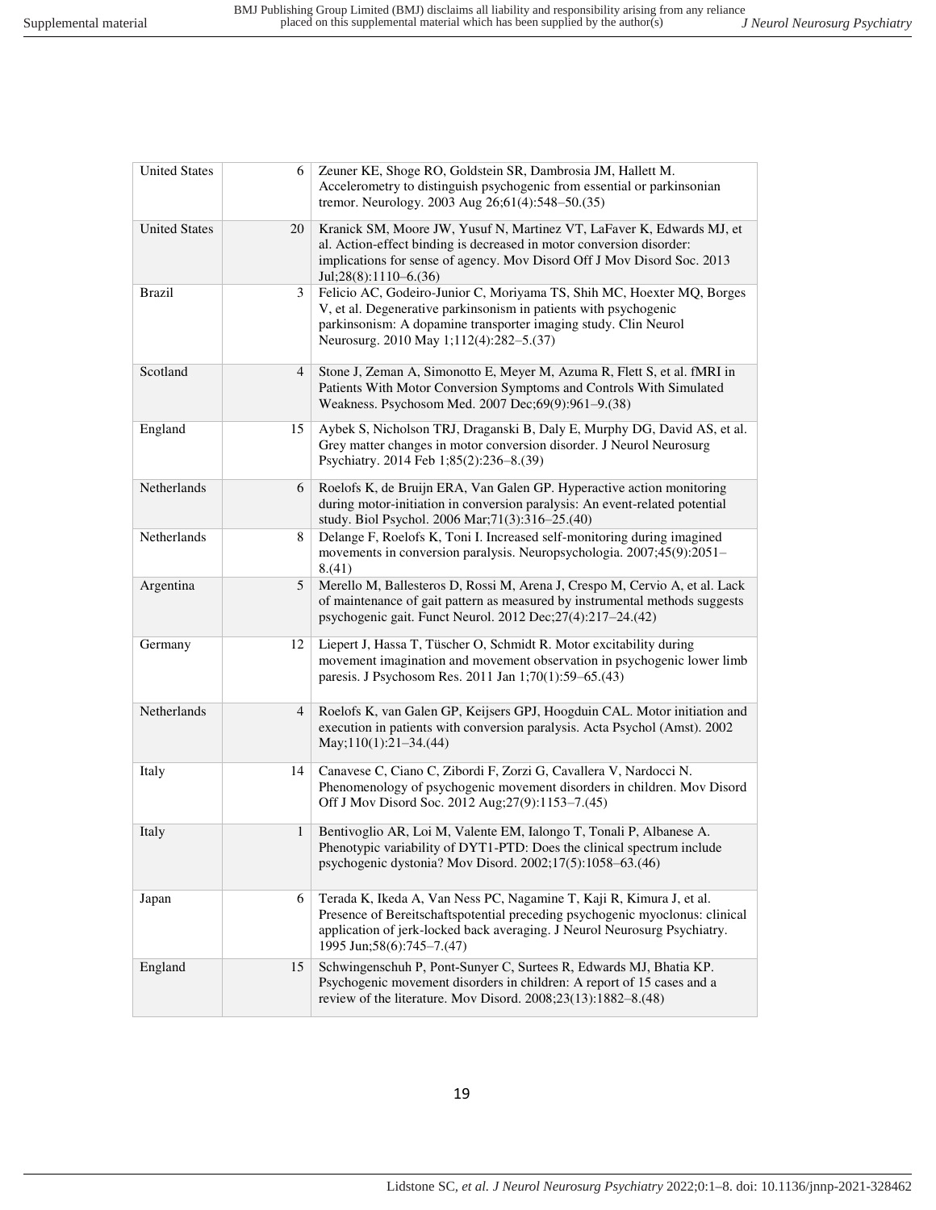| | | |
|---|---|---|
| United States | 6 | Zeuner KE, Shoge RO, Goldstein SR, Dambrosia JM, Hallett M. Accelerometry to distinguish psychogenic from essential or parkinsonian tremor. Neurology. 2003 Aug 26;61(4):548–50.(35) |
| United States | 20 | Kranick SM, Moore JW, Yusuf N, Martinez VT, LaFaver K, Edwards MJ, et al. Action-effect binding is decreased in motor conversion disorder: implications for sense of agency. Mov Disord Off J Mov Disord Soc. 2013 Jul;28(8):1110–6.(36) |
| Brazil | 3 | Felicio AC, Godeiro-Junior C, Moriyama TS, Shih MC, Hoexter MQ, Borges V, et al. Degenerative parkinsonism in patients with psychogenic parkinsonism: A dopamine transporter imaging study. Clin Neurol Neurosurg. 2010 May 1;112(4):282–5.(37) |
| Scotland | 4 | Stone J, Zeman A, Simonotto E, Meyer M, Azuma R, Flett S, et al. fMRI in Patients With Motor Conversion Symptoms and Controls With Simulated Weakness. Psychosom Med. 2007 Dec;69(9):961–9.(38) |
| England | 15 | Aybek S, Nicholson TRJ, Draganski B, Daly E, Murphy DG, David AS, et al. Grey matter changes in motor conversion disorder. J Neurol Neurosurg Psychiatry. 2014 Feb 1;85(2):236–8.(39) |
| Netherlands | 6 | Roelofs K, de Bruijn ERA, Van Galen GP. Hyperactive action monitoring during motor-initiation in conversion paralysis: An event-related potential study. Biol Psychol. 2006 Mar;71(3):316–25.(40) |
| Netherlands | 8 | Delange F, Roelofs K, Toni I. Increased self-monitoring during imagined movements in conversion paralysis. Neuropsychologia. 2007;45(9):2051–8.(41) |
| Argentina | 5 | Merello M, Ballesteros D, Rossi M, Arena J, Crespo M, Cervio A, et al. Lack of maintenance of gait pattern as measured by instrumental methods suggests psychogenic gait. Funct Neurol. 2012 Dec;27(4):217–24.(42) |
| Germany | 12 | Liepert J, Hassa T, Tüscher O, Schmidt R. Motor excitability during movement imagination and movement observation in psychogenic lower limb paresis. J Psychosom Res. 2011 Jan 1;70(1):59–65.(43) |
| Netherlands | 4 | Roelofs K, van Galen GP, Keijsers GPJ, Hoogduin CAL. Motor initiation and execution in patients with conversion paralysis. Acta Psychol (Amst). 2002 May;110(1):21–34.(44) |
| Italy | 14 | Canavese C, Ciano C, Zibordi F, Zorzi G, Cavallera V, Nardocci N. Phenomenology of psychogenic movement disorders in children. Mov Disord Off J Mov Disord Soc. 2012 Aug;27(9):1153–7.(45) |
| Italy | 1 | Bentivoglio AR, Loi M, Valente EM, Ialongo T, Tonali P, Albanese A. Phenotypic variability of DYT1-PTD: Does the clinical spectrum include psychogenic dystonia? Mov Disord. 2002;17(5):1058–63.(46) |
| Japan | 6 | Terada K, Ikeda A, Van Ness PC, Nagamine T, Kaji R, Kimura J, et al. Presence of Bereitschaftspotential preceding psychogenic myoclonus: clinical application of jerk-locked back averaging. J Neurol Neurosurg Psychiatry. 1995 Jun;58(6):745–7.(47) |
| England | 15 | Schwingenschuh P, Pont-Sunyer C, Surtees R, Edwards MJ, Bhatia KP. Psychogenic movement disorders in children: A report of 15 cases and a review of the literature. Mov Disord. 2008;23(13):1882–8.(48) |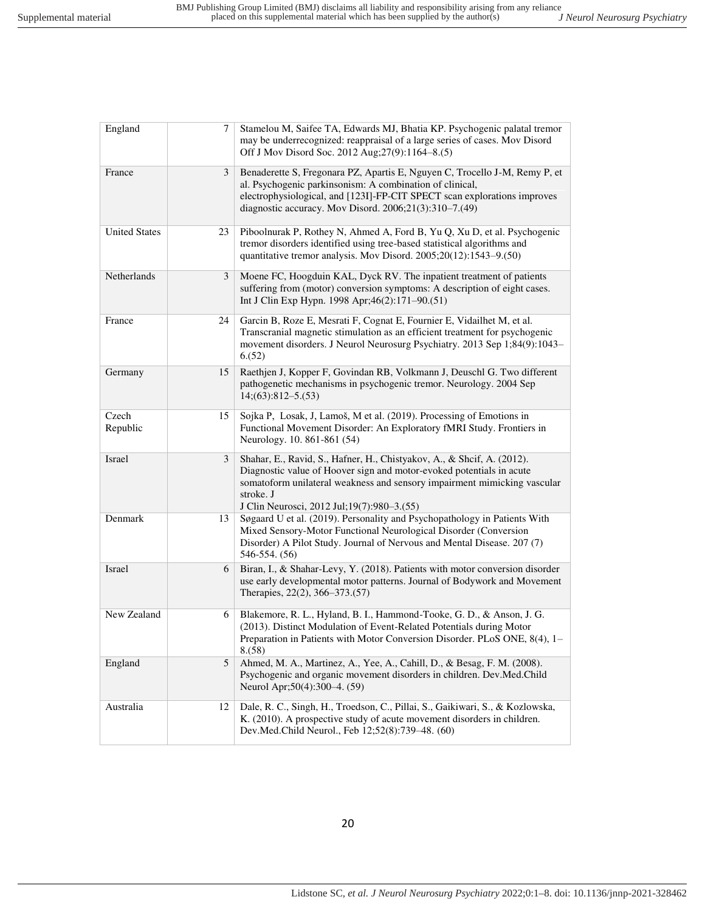| | | |
|---|---|---|
| England | 7 | Stamelou M, Saifee TA, Edwards MJ, Bhatia KP. Psychogenic palatal tremor may be underrecognized: reappraisal of a large series of cases. Mov Disord Off J Mov Disord Soc. 2012 Aug;27(9):1164–8.(5) |
| France | 3 | Benaderette S, Fregonara PZ, Apartis E, Nguyen C, Trocello J-M, Remy P, et al. Psychogenic parkinsonism: A combination of clinical, electrophysiological, and [123I]-FP-CIT SPECT scan explorations improves diagnostic accuracy. Mov Disord. 2006;21(3):310–7.(49) |
| United States | 23 | Piboolnurak P, Rothey N, Ahmed A, Ford B, Yu Q, Xu D, et al. Psychogenic tremor disorders identified using tree-based statistical algorithms and quantitative tremor analysis. Mov Disord. 2005;20(12):1543–9.(50) |
| Netherlands | 3 | Moene FC, Hoogduin KAL, Dyck RV. The inpatient treatment of patients suffering from (motor) conversion symptoms: A description of eight cases. Int J Clin Exp Hypn. 1998 Apr;46(2):171–90.(51) |
| France | 24 | Garcin B, Roze E, Mesrati F, Cognat E, Fournier E, Vidailhet M, et al. Transcranial magnetic stimulation as an efficient treatment for psychogenic movement disorders. J Neurol Neurosurg Psychiatry. 2013 Sep 1;84(9):1043–6.(52) |
| Germany | 15 | Raethjen J, Kopper F, Govindan RB, Volkmann J, Deuschl G. Two different pathogenetic mechanisms in psychogenic tremor. Neurology. 2004 Sep 14;(63):812–5.(53) |
| Czech Republic | 15 | Sojka P, Losak, J, Lamoš, M et al. (2019). Processing of Emotions in Functional Movement Disorder: An Exploratory fMRI Study. Frontiers in Neurology. 10. 861-861 (54) |
| Israel | 3 | Shahar, E., Ravid, S., Hafner, H., Chistyakov, A., & Shcif, A. (2012). Diagnostic value of Hoover sign and motor-evoked potentials in acute somatoform unilateral weakness and sensory impairment mimicking vascular stroke. J J Clin Neurosci, 2012 Jul;19(7):980–3.(55) |
| Denmark | 13 | Søgaard U et al. (2019). Personality and Psychopathology in Patients With Mixed Sensory-Motor Functional Neurological Disorder (Conversion Disorder) A Pilot Study. Journal of Nervous and Mental Disease. 207 (7) 546-554. (56) |
| Israel | 6 | Biran, I., & Shahar-Levy, Y. (2018). Patients with motor conversion disorder use early developmental motor patterns. Journal of Bodywork and Movement Therapies, 22(2), 366–373.(57) |
| New Zealand | 6 | Blakemore, R. L., Hyland, B. I., Hammond-Tooke, G. D., & Anson, J. G. (2013). Distinct Modulation of Event-Related Potentials during Motor Preparation in Patients with Motor Conversion Disorder. PLoS ONE, 8(4), 1–8.(58) |
| England | 5 | Ahmed, M. A., Martinez, A., Yee, A., Cahill, D., & Besag, F. M. (2008). Psychogenic and organic movement disorders in children. Dev.Med.Child Neurol Apr;50(4):300–4. (59) |
| Australia | 12 | Dale, R. C., Singh, H., Troedson, C., Pillai, S., Gaikiwari, S., & Kozlowska, K. (2010). A prospective study of acute movement disorders in children. Dev.Med.Child Neurol., Feb 12;52(8):739–48. (60) |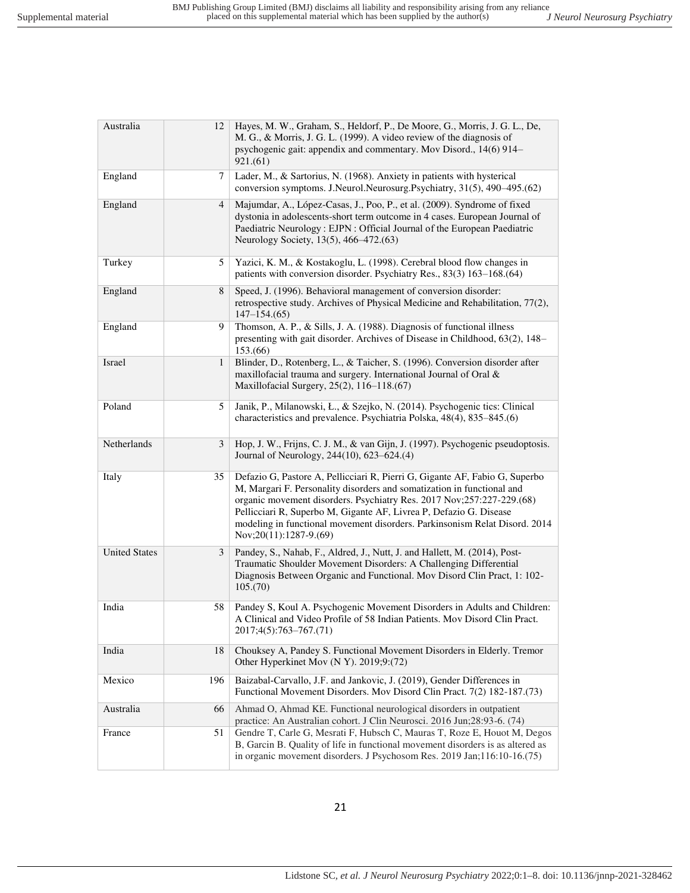| | | |
|---|---|---|
| Australia | 12 | Hayes, M. W., Graham, S., Heldorf, P., De Moore, G., Morris, J. G. L., De, M. G., & Morris, J. G. L. (1999). A video review of the diagnosis of psychogenic gait: appendix and commentary. Mov Disord., 14(6) 914–921.(61) |
| England | 7 | Lader, M., & Sartorius, N. (1968). Anxiety in patients with hysterical conversion symptoms. J.Neurol.Neurosurg.Psychiatry, 31(5), 490–495.(62) |
| England | 4 | Majumdar, A., López-Casas, J., Poo, P., et al. (2009). Syndrome of fixed dystonia in adolescents-short term outcome in 4 cases. European Journal of Paediatric Neurology : EJPN : Official Journal of the European Paediatric Neurology Society, 13(5), 466–472.(63) |
| Turkey | 5 | Yazici, K. M., & Kostakoglu, L. (1998). Cerebral blood flow changes in patients with conversion disorder. Psychiatry Res., 83(3) 163–168.(64) |
| England | 8 | Speed, J. (1996). Behavioral management of conversion disorder: retrospective study. Archives of Physical Medicine and Rehabilitation, 77(2), 147–154.(65) |
| England | 9 | Thomson, A. P., & Sills, J. A. (1988). Diagnosis of functional illness presenting with gait disorder. Archives of Disease in Childhood, 63(2), 148–153.(66) |
| Israel | 1 | Blinder, D., Rotenberg, L., & Taicher, S. (1996). Conversion disorder after maxillofacial trauma and surgery. International Journal of Oral & Maxillofacial Surgery, 25(2), 116–118.(67) |
| Poland | 5 | Janik, P., Milanowski, Ł., & Szejko, N. (2014). Psychogenic tics: Clinical characteristics and prevalence. Psychiatria Polska, 48(4), 835–845.(6) |
| Netherlands | 3 | Hop, J. W., Frijns, C. J. M., & van Gijn, J. (1997). Psychogenic pseudoptosis. Journal of Neurology, 244(10), 623–624.(4) |
| Italy | 35 | Defazio G, Pastore A, Pellicciari R, Pierri G, Gigante AF, Fabio G, Superbo M, Margari F. Personality disorders and somatization in functional and organic movement disorders. Psychiatry Res. 2017 Nov;257:227-229.(68) Pellicciari R, Superbo M, Gigante AF, Livrea P, Defazio G. Disease modeling in functional movement disorders. Parkinsonism Relat Disord. 2014 Nov;20(11):1287-9.(69) |
| United States | 3 | Pandey, S., Nahab, F., Aldred, J., Nutt, J. and Hallett, M. (2014), Post-Traumatic Shoulder Movement Disorders: A Challenging Differential Diagnosis Between Organic and Functional. Mov Disord Clin Pract, 1: 102-105.(70) |
| India | 58 | Pandey S, Koul A. Psychogenic Movement Disorders in Adults and Children: A Clinical and Video Profile of 58 Indian Patients. Mov Disord Clin Pract. 2017;4(5):763–767.(71) |
| India | 18 | Chouksey A, Pandey S. Functional Movement Disorders in Elderly. Tremor Other Hyperkinet Mov (N Y). 2019;9:(72) |
| Mexico | 196 | Baizabal-Carvallo, J.F. and Jankovic, J. (2019), Gender Differences in Functional Movement Disorders. Mov Disord Clin Pract. 7(2) 182-187.(73) |
| Australia | 66 | Ahmad O, Ahmad KE. Functional neurological disorders in outpatient practice: An Australian cohort. J Clin Neurosci. 2016 Jun;28:93-6. (74) |
| France | 51 | Gendre T, Carle G, Mesrati F, Hubsch C, Mauras T, Roze E, Houot M, Degos B, Garcin B. Quality of life in functional movement disorders is as altered as in organic movement disorders. J Psychosom Res. 2019 Jan;116:10-16.(75) |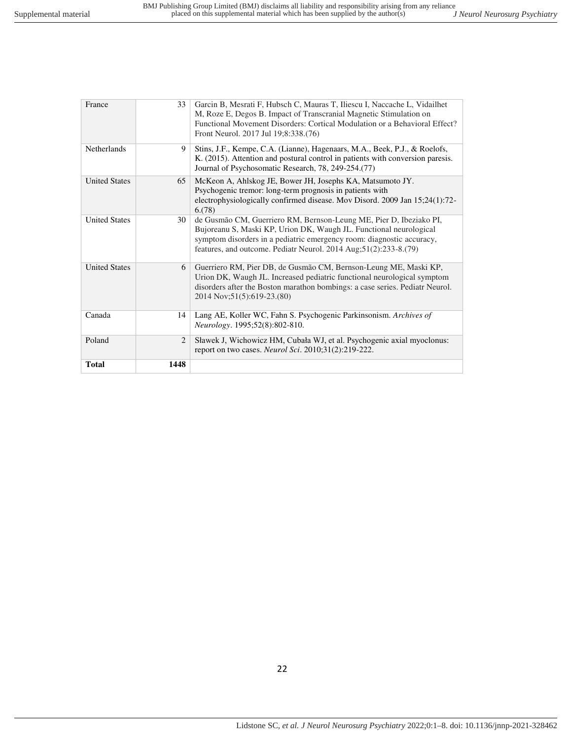| France | 33 | Garcin B, Mesrati F, Hubsch C, Mauras T, Iliescu I, Naccache L, Vidailhet M, Roze E, Degos B. Impact of Transcranial Magnetic Stimulation on Functional Movement Disorders: Cortical Modulation or a Behavioral Effect? Front Neurol. 2017 Jul 19;8:338.(76) |
|---|---|---|
| Netherlands | 9 | Stins, J.F., Kempe, C.A. (Lianne), Hagenaars, M.A., Beek, P.J., & Roelofs, K. (2015). Attention and postural control in patients with conversion paresis. Journal of Psychosomatic Research, 78, 249-254.(77) |
| United States | 65 | McKeon A, Ahlskog JE, Bower JH, Josephs KA, Matsumoto JY. Psychogenic tremor: long-term prognosis in patients with electrophysiologically confirmed disease. Mov Disord. 2009 Jan 15;24(1):72-6.(78) |
| United States | 30 | de Gusmão CM, Guerriero RM, Bernson-Leung ME, Pier D, Ibeziako PI, Bujoreanu S, Maski KP, Urion DK, Waugh JL. Functional neurological symptom disorders in a pediatric emergency room: diagnostic accuracy, features, and outcome. Pediatr Neurol. 2014 Aug;51(2):233-8.(79) |
| United States | 6 | Guerriero RM, Pier DB, de Gusmão CM, Bernson-Leung ME, Maski KP, Urion DK, Waugh JL. Increased pediatric functional neurological symptom disorders after the Boston marathon bombings: a case series. Pediatr Neurol. 2014 Nov;51(5):619-23.(80) |
| Canada | 14 | Lang AE, Koller WC, Fahn S. Psychogenic Parkinsonism. *Archives of Neurology*. 1995;52(8):802-810. |
| Poland | 2 | Sławek J, Wichowicz HM, Cubała WJ, et al. Psychogenic axial myoclonus: report on two cases. *Neurol Sci*. 2010;31(2):219-222. |
| **Total** | **1448** | |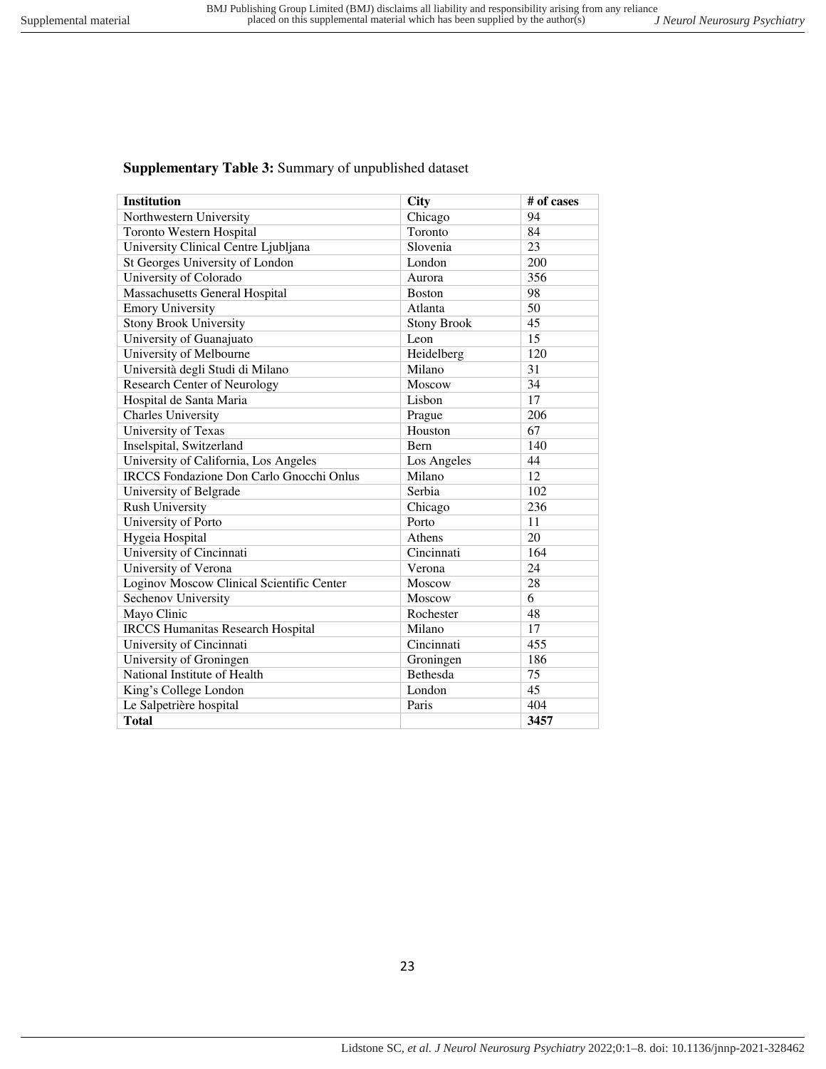**Supplementary Table 3:** Summary of unpublished dataset

| Institution | City | # of cases |
|---|---|---|
| Northwestern University | Chicago | 94 |
| Toronto Western Hospital | Toronto | 84 |
| University Clinical Centre Ljubljana | Slovenia | 23 |
| St Georges University of London | London | 200 |
| University of Colorado | Aurora | 356 |
| Massachusetts General Hospital | Boston | 98 |
| Emory University | Atlanta | 50 |
| Stony Brook University | Stony Brook | 45 |
| University of Guanajuato | Leon | 15 |
| University of Melbourne | Heidelberg | 120 |
| Università degli Studi di Milano | Milano | 31 |
| Research Center of Neurology | Moscow | 34 |
| Hospital de Santa Maria | Lisbon | 17 |
| Charles University | Prague | 206 |
| University of Texas | Houston | 67 |
| Inselspital, Switzerland | Bern | 140 |
| University of California, Los Angeles | Los Angeles | 44 |
| IRCCS Fondazione Don Carlo Gnocchi Onlus | Milano | 12 |
| University of Belgrade | Serbia | 102 |
| Rush University | Chicago | 236 |
| University of Porto | Porto | 11 |
| Hygeia Hospital | Athens | 20 |
| University of Cincinnati | Cincinnati | 164 |
| University of Verona | Verona | 24 |
| Loginov Moscow Clinical Scientific Center | Moscow | 28 |
| Sechenov University | Moscow | 6 |
| Mayo Clinic | Rochester | 48 |
| IRCCS Humanitas Research Hospital | Milano | 17 |
| University of Cincinnati | Cincinnati | 455 |
| University of Groningen | Groningen | 186 |
| National Institute of Health | Bethesda | 75 |
| King's College London | London | 45 |
| Le Salpetrière hospital | Paris | 404 |
| **Total** | | **3457** |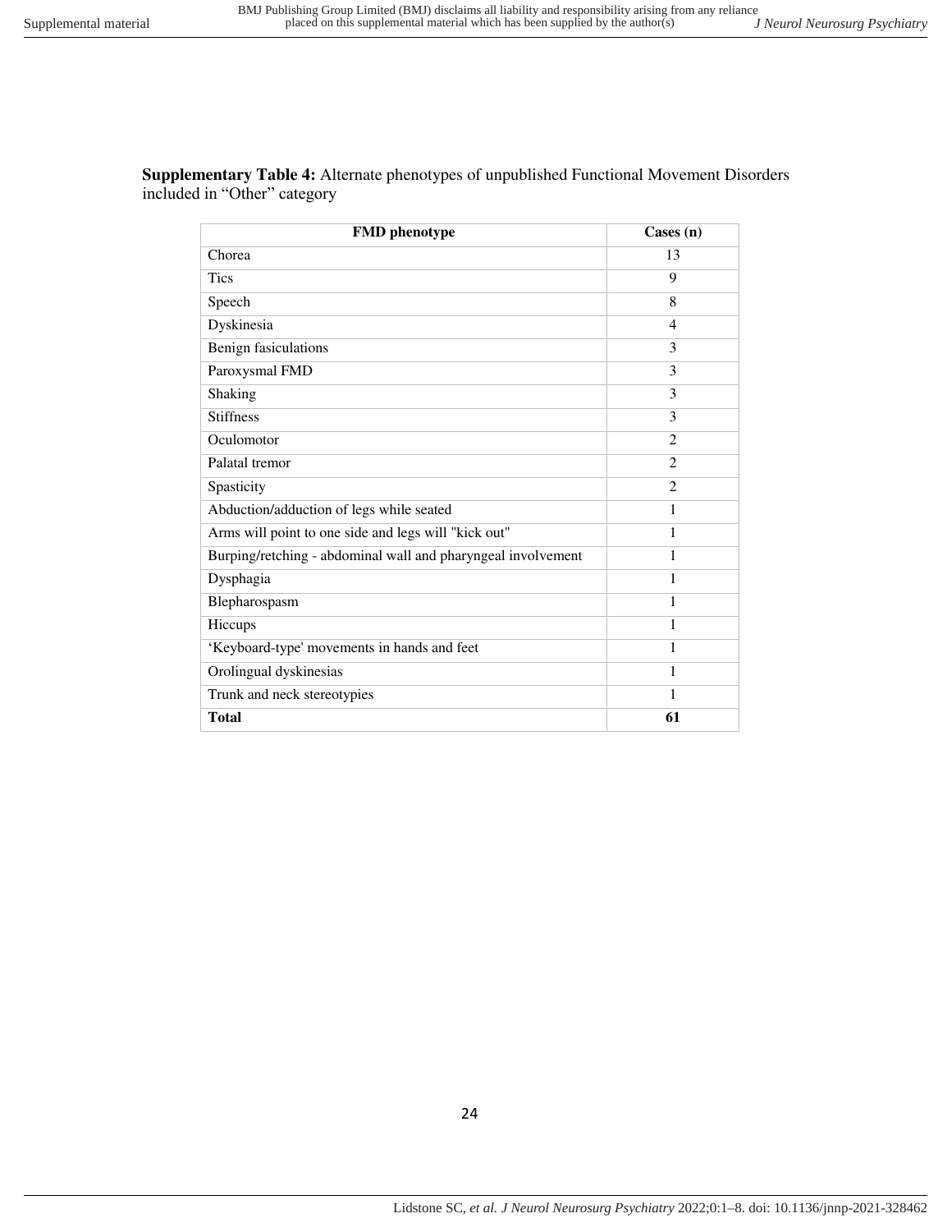**Supplementary Table 4:** Alternate phenotypes of unpublished Functional Movement Disorders included in "Other" category

| FMD phenotype | Cases (n) |
|---|---|
| Chorea | 13 |
| Tics | 9 |
| Speech | 8 |
| Dyskinesia | 4 |
| Benign fasiculations | 3 |
| Paroxysmal FMD | 3 |
| Shaking | 3 |
| Stiffness | 3 |
| Oculomotor | 2 |
| Palatal tremor | 2 |
| Spasticity | 2 |
| Abduction/adduction of legs while seated | 1 |
| Arms will point to one side and legs will "kick out" | 1 |
| Burping/retching - abdominal wall and pharyngeal involvement | 1 |
| Dysphagia | 1 |
| Blepharospasm | 1 |
| Hiccups | 1 |
| 'Keyboard-type' movements in hands and feet | 1 |
| Orolingual dyskinesias | 1 |
| Trunk and neck stereotypies | 1 |
| **Total** | **61** |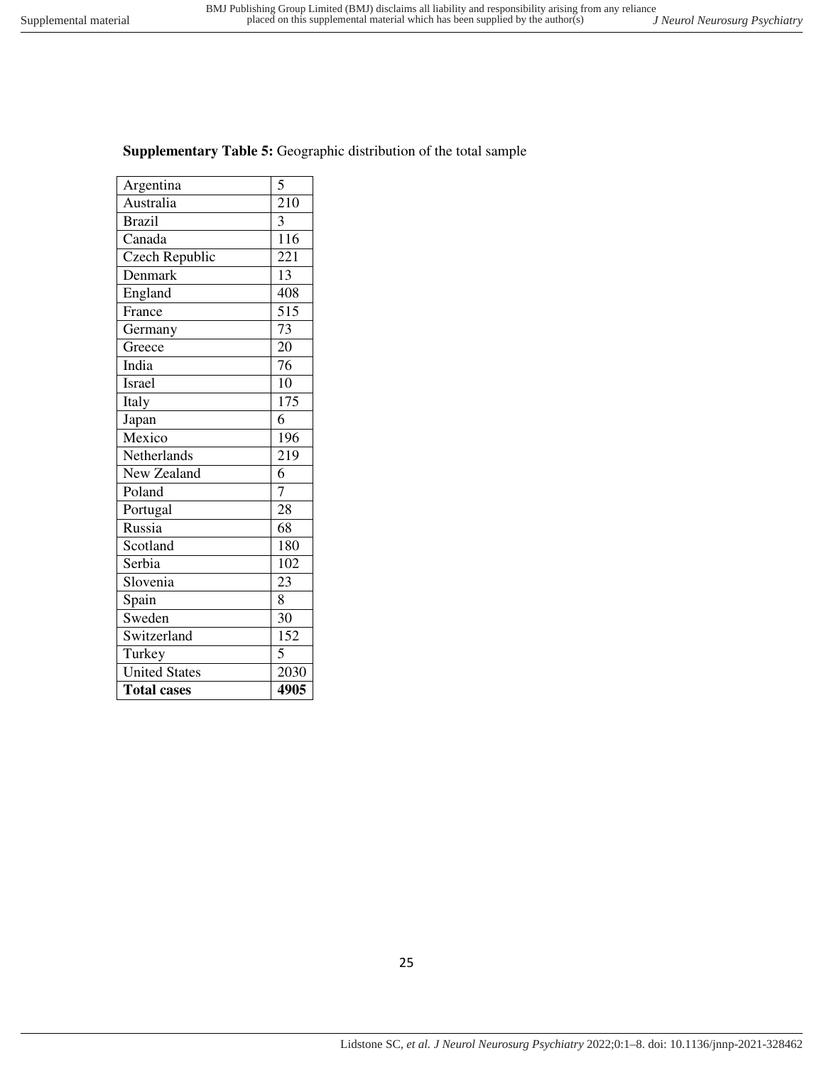**Supplementary Table 5:** Geographic distribution of the total sample

| | |
|---|---|
| Argentina | 5 |
| Australia | 210 |
| Brazil | 3 |
| Canada | 116 |
| Czech Republic | 221 |
| Denmark | 13 |
| England | 408 |
| France | 515 |
| Germany | 73 |
| Greece | 20 |
| India | 76 |
| Israel | 10 |
| Italy | 175 |
| Japan | 6 |
| Mexico | 196 |
| Netherlands | 219 |
| New Zealand | 6 |
| Poland | 7 |
| Portugal | 28 |
| Russia | 68 |
| Scotland | 180 |
| Serbia | 102 |
| Slovenia | 23 |
| Spain | 8 |
| Sweden | 30 |
| Switzerland | 152 |
| Turkey | 5 |
| United States | 2030 |
| **Total cases** | **4905** |